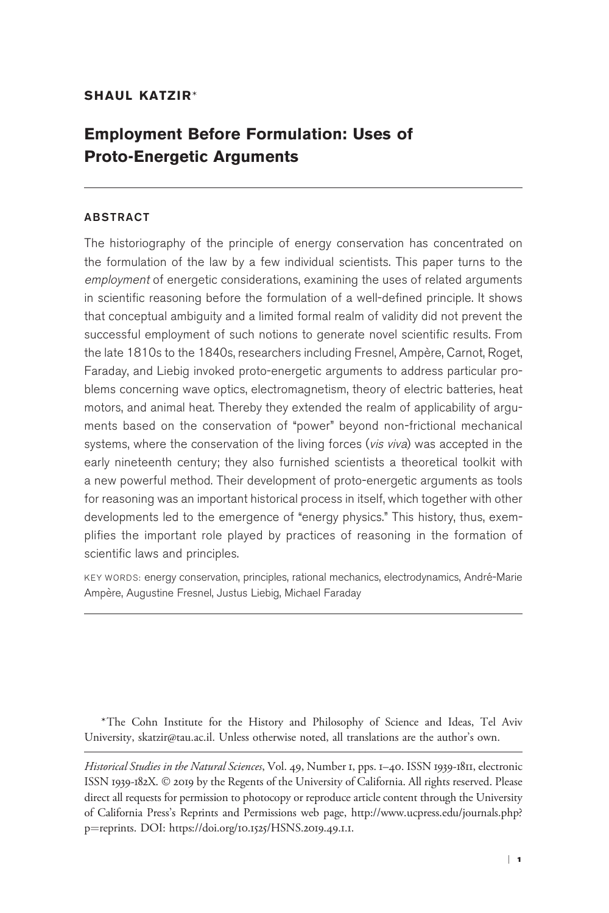**SHAUL KATZIR***

# Employment Before Formulation: Uses of Proto-Energetic Arguments

## ABSTRACT

The historiography of the principle of energy conservation has concentrated on the formulation of the law by a few individual scientists. This paper turns to the *employment* of energetic considerations, examining the uses of related arguments in scientific reasoning before the formulation of a well-defined principle. It shows that conceptual ambiguity and a limited formal realm of validity did not prevent the successful employment of such notions to generate novel scientific results. From the late 1810s to the 1840s, researchers including Fresnel, Ampère, Carnot, Roget, Faraday, and Liebig invoked proto-energetic arguments to address particular problems concerning wave optics, electromagnetism, theory of electric batteries, heat motors, and animal heat. Thereby they extended the realm of applicability of arguments based on the conservation of "power" beyond non-frictional mechanical systems, where the conservation of the living forces (*vis viva*) was accepted in the early nineteenth century; they also furnished scientists a theoretical toolkit with a new powerful method. Their development of proto-energetic arguments as tools for reasoning was an important historical process in itself, which together with other developments led to the emergence of "energy physics." This history, thus, exemplifies the important role played by practices of reasoning in the formation of scientific laws and principles.

KEY WORDS: energy conservation, principles, rational mechanics, electrodynamics, André-Marie Ampère, Augustine Fresnel, Justus Liebig, Michael Faraday

---

*The Cohn Institute for the History and Philosophy of Science and Ideas, Tel Aviv University, skatzir@tau.ac.il. Unless otherwise noted, all translations are the author's own.

*Historical Studies in the Natural Sciences*, Vol. 49, Number 1, pps. 1–40. ISSN 1939-1811, electronic ISSN 1939-182X. © 2019 by the Regents of the University of California. All rights reserved. Please direct all requests for permission to photocopy or reproduce article content through the University of California Press's Reprints and Permissions web page, http://www.ucpress.edu/journals.php?p=reprints. DOI: https://doi.org/10.1525/HSNS.2019.49.1.1.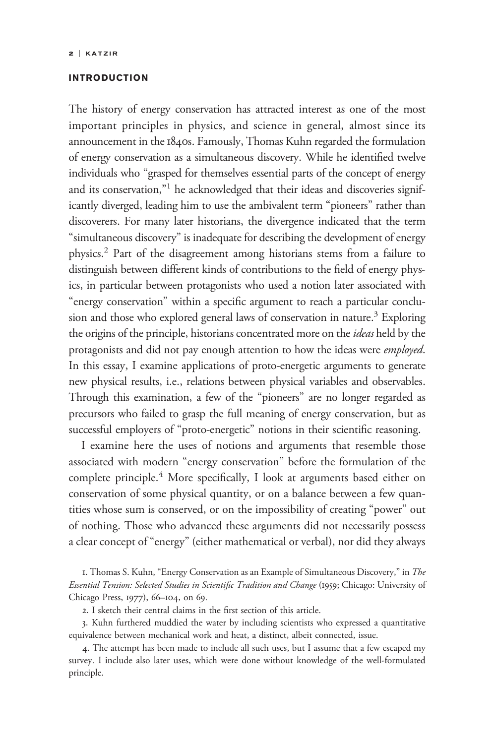## INTRODUCTION

The history of energy conservation has attracted interest as one of the most important principles in physics, and science in general, almost since its announcement in the 1840s. Famously, Thomas Kuhn regarded the formulation of energy conservation as a simultaneous discovery. While he identified twelve individuals who "grasped for themselves essential parts of the concept of energy and its conservation,"[1] he acknowledged that their ideas and discoveries significantly diverged, leading him to use the ambivalent term "pioneers" rather than discoverers. For many later historians, the divergence indicated that the term "simultaneous discovery" is inadequate for describing the development of energy physics.[2] Part of the disagreement among historians stems from a failure to distinguish between different kinds of contributions to the field of energy physics, in particular between protagonists who used a notion later associated with "energy conservation" within a specific argument to reach a particular conclusion and those who explored general laws of conservation in nature.[3] Exploring the origins of the principle, historians concentrated more on the *ideas* held by the protagonists and did not pay enough attention to how the ideas were *employed*. In this essay, I examine applications of proto-energetic arguments to generate new physical results, i.e., relations between physical variables and observables. Through this examination, a few of the "pioneers" are no longer regarded as precursors who failed to grasp the full meaning of energy conservation, but as successful employers of "proto-energetic" notions in their scientific reasoning.

I examine here the uses of notions and arguments that resemble those associated with modern "energy conservation" before the formulation of the complete principle.[4] More specifically, I look at arguments based either on conservation of some physical quantity, or on a balance between a few quantities whose sum is conserved, or on the impossibility of creating "power" out of nothing. Those who advanced these arguments did not necessarily possess a clear concept of "energy" (either mathematical or verbal), nor did they always

1. Thomas S. Kuhn, "Energy Conservation as an Example of Simultaneous Discovery," in *The Essential Tension: Selected Studies in Scientific Tradition and Change* (1959; Chicago: University of Chicago Press, 1977), 66–104, on 69.

2. I sketch their central claims in the first section of this article.

3. Kuhn furthered muddied the water by including scientists who expressed a quantitative equivalence between mechanical work and heat, a distinct, albeit connected, issue.

4. The attempt has been made to include all such uses, but I assume that a few escaped my survey. I include also later uses, which were done without knowledge of the well-formulated principle.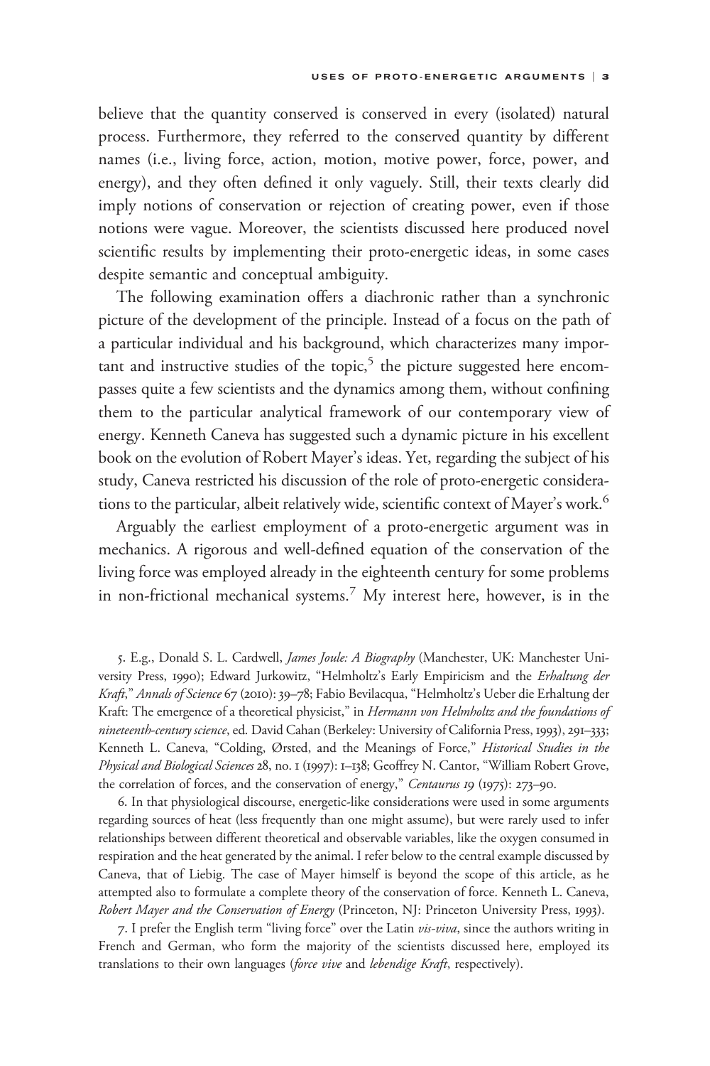believe that the quantity conserved is conserved in every (isolated) natural process. Furthermore, they referred to the conserved quantity by different names (i.e., living force, action, motion, motive power, force, power, and energy), and they often defined it only vaguely. Still, their texts clearly did imply notions of conservation or rejection of creating power, even if those notions were vague. Moreover, the scientists discussed here produced novel scientific results by implementing their proto-energetic ideas, in some cases despite semantic and conceptual ambiguity.

The following examination offers a diachronic rather than a synchronic picture of the development of the principle. Instead of a focus on the path of a particular individual and his background, which characterizes many important and instructive studies of the topic,[5] the picture suggested here encompasses quite a few scientists and the dynamics among them, without confining them to the particular analytical framework of our contemporary view of energy. Kenneth Caneva has suggested such a dynamic picture in his excellent book on the evolution of Robert Mayer's ideas. Yet, regarding the subject of his study, Caneva restricted his discussion of the role of proto-energetic considerations to the particular, albeit relatively wide, scientific context of Mayer's work.[6]

Arguably the earliest employment of a proto-energetic argument was in mechanics. A rigorous and well-defined equation of the conservation of the living force was employed already in the eighteenth century for some problems in non-frictional mechanical systems.[7] My interest here, however, is in the

5. E.g., Donald S. L. Cardwell, *James Joule: A Biography* (Manchester, UK: Manchester University Press, 1990); Edward Jurkowitz, "Helmholtz's Early Empiricism and the *Erhaltung der Kraft*," *Annals of Science* 67 (2010): 39–78; Fabio Bevilacqua, "Helmholtz's Ueber die Erhaltung der Kraft: The emergence of a theoretical physicist," in *Hermann von Helmholtz and the foundations of nineteenth-century science*, ed. David Cahan (Berkeley: University of California Press, 1993), 291–333; Kenneth L. Caneva, "Colding, Ørsted, and the Meanings of Force," *Historical Studies in the Physical and Biological Sciences* 28, no. 1 (1997): 1–138; Geoffrey N. Cantor, "William Robert Grove, the correlation of forces, and the conservation of energy," *Centaurus* 19 (1975): 273–90.

6. In that physiological discourse, energetic-like considerations were used in some arguments regarding sources of heat (less frequently than one might assume), but were rarely used to infer relationships between different theoretical and observable variables, like the oxygen consumed in respiration and the heat generated by the animal. I refer below to the central example discussed by Caneva, that of Liebig. The case of Mayer himself is beyond the scope of this article, as he attempted also to formulate a complete theory of the conservation of force. Kenneth L. Caneva, *Robert Mayer and the Conservation of Energy* (Princeton, NJ: Princeton University Press, 1993).

7. I prefer the English term "living force" over the Latin *vis-viva*, since the authors writing in French and German, who form the majority of the scientists discussed here, employed its translations to their own languages (*force vive* and *lebendige Kraft*, respectively).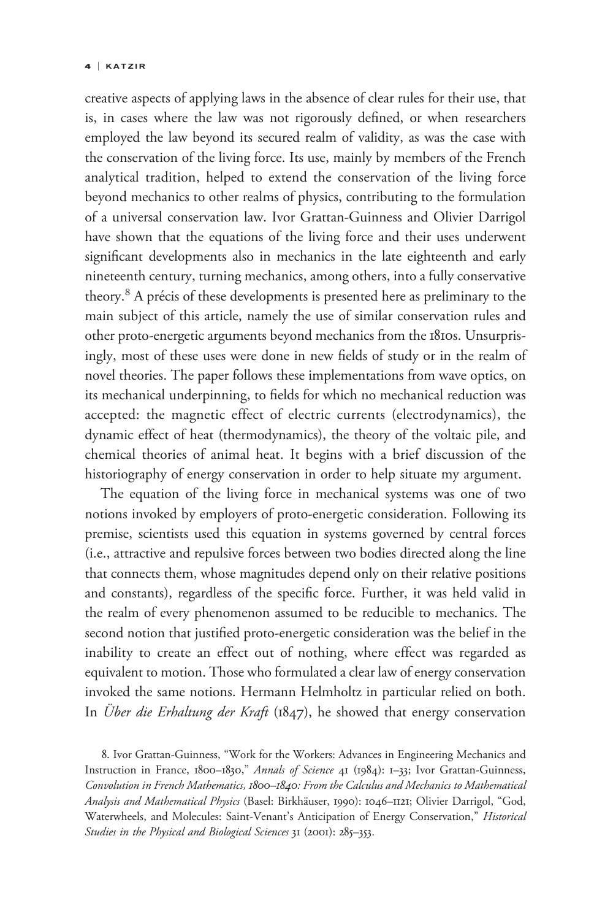creative aspects of applying laws in the absence of clear rules for their use, that is, in cases where the law was not rigorously defined, or when researchers employed the law beyond its secured realm of validity, as was the case with the conservation of the living force. Its use, mainly by members of the French analytical tradition, helped to extend the conservation of the living force beyond mechanics to other realms of physics, contributing to the formulation of a universal conservation law. Ivor Grattan-Guinness and Olivier Darrigol have shown that the equations of the living force and their uses underwent significant developments also in mechanics in the late eighteenth and early nineteenth century, turning mechanics, among others, into a fully conservative theory.[8] A précis of these developments is presented here as preliminary to the main subject of this article, namely the use of similar conservation rules and other proto-energetic arguments beyond mechanics from the 1810s. Unsurprisingly, most of these uses were done in new fields of study or in the realm of novel theories. The paper follows these implementations from wave optics, on its mechanical underpinning, to fields for which no mechanical reduction was accepted: the magnetic effect of electric currents (electrodynamics), the dynamic effect of heat (thermodynamics), the theory of the voltaic pile, and chemical theories of animal heat. It begins with a brief discussion of the historiography of energy conservation in order to help situate my argument.

The equation of the living force in mechanical systems was one of two notions invoked by employers of proto-energetic consideration. Following its premise, scientists used this equation in systems governed by central forces (i.e., attractive and repulsive forces between two bodies directed along the line that connects them, whose magnitudes depend only on their relative positions and constants), regardless of the specific force. Further, it was held valid in the realm of every phenomenon assumed to be reducible to mechanics. The second notion that justified proto-energetic consideration was the belief in the inability to create an effect out of nothing, where effect was regarded as equivalent to motion. Those who formulated a clear law of energy conservation invoked the same notions. Hermann Helmholtz in particular relied on both. In *Über die Erhaltung der Kraft* (1847), he showed that energy conservation

8. Ivor Grattan-Guinness, "Work for the Workers: Advances in Engineering Mechanics and Instruction in France, 1800–1830," *Annals of Science* 41 (1984): 1–33; Ivor Grattan-Guinness, *Convolution in French Mathematics, 1800–1840: From the Calculus and Mechanics to Mathematical Analysis and Mathematical Physics* (Basel: Birkhäuser, 1990): 1046–1121; Olivier Darrigol, "God, Waterwheels, and Molecules: Saint-Venant's Anticipation of Energy Conservation," *Historical Studies in the Physical and Biological Sciences* 31 (2001): 285–353.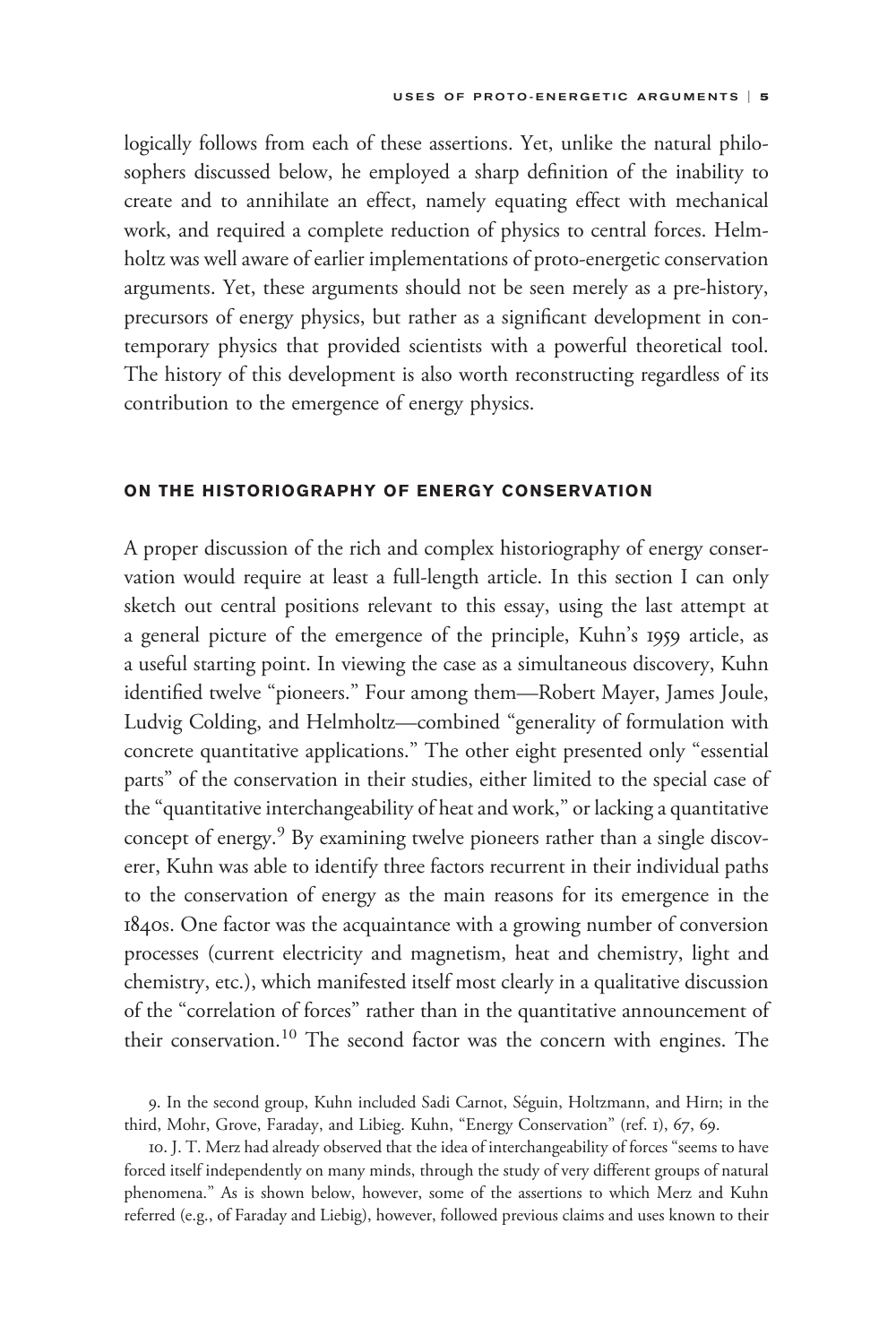logically follows from each of these assertions. Yet, unlike the natural philosophers discussed below, he employed a sharp definition of the inability to create and to annihilate an effect, namely equating effect with mechanical work, and required a complete reduction of physics to central forces. Helmholtz was well aware of earlier implementations of proto-energetic conservation arguments. Yet, these arguments should not be seen merely as a pre-history, precursors of energy physics, but rather as a significant development in contemporary physics that provided scientists with a powerful theoretical tool. The history of this development is also worth reconstructing regardless of its contribution to the emergence of energy physics.

## ON THE HISTORIOGRAPHY OF ENERGY CONSERVATION

A proper discussion of the rich and complex historiography of energy conservation would require at least a full-length article. In this section I can only sketch out central positions relevant to this essay, using the last attempt at a general picture of the emergence of the principle, Kuhn's 1959 article, as a useful starting point. In viewing the case as a simultaneous discovery, Kuhn identified twelve "pioneers." Four among them—Robert Mayer, James Joule, Ludvig Colding, and Helmholtz—combined "generality of formulation with concrete quantitative applications." The other eight presented only "essential parts" of the conservation in their studies, either limited to the special case of the "quantitative interchangeability of heat and work," or lacking a quantitative concept of energy.[9] By examining twelve pioneers rather than a single discoverer, Kuhn was able to identify three factors recurrent in their individual paths to the conservation of energy as the main reasons for its emergence in the 1840s. One factor was the acquaintance with a growing number of conversion processes (current electricity and magnetism, heat and chemistry, light and chemistry, etc.), which manifested itself most clearly in a qualitative discussion of the "correlation of forces" rather than in the quantitative announcement of their conservation.[10] The second factor was the concern with engines. The

9. In the second group, Kuhn included Sadi Carnot, Séguin, Holtzmann, and Hirn; in the third, Mohr, Grove, Faraday, and Libieg. Kuhn, "Energy Conservation" (ref. 1), 67, 69.

10. J. T. Merz had already observed that the idea of interchangeability of forces "seems to have forced itself independently on many minds, through the study of very different groups of natural phenomena." As is shown below, however, some of the assertions to which Merz and Kuhn referred (e.g., of Faraday and Liebig), however, followed previous claims and uses known to their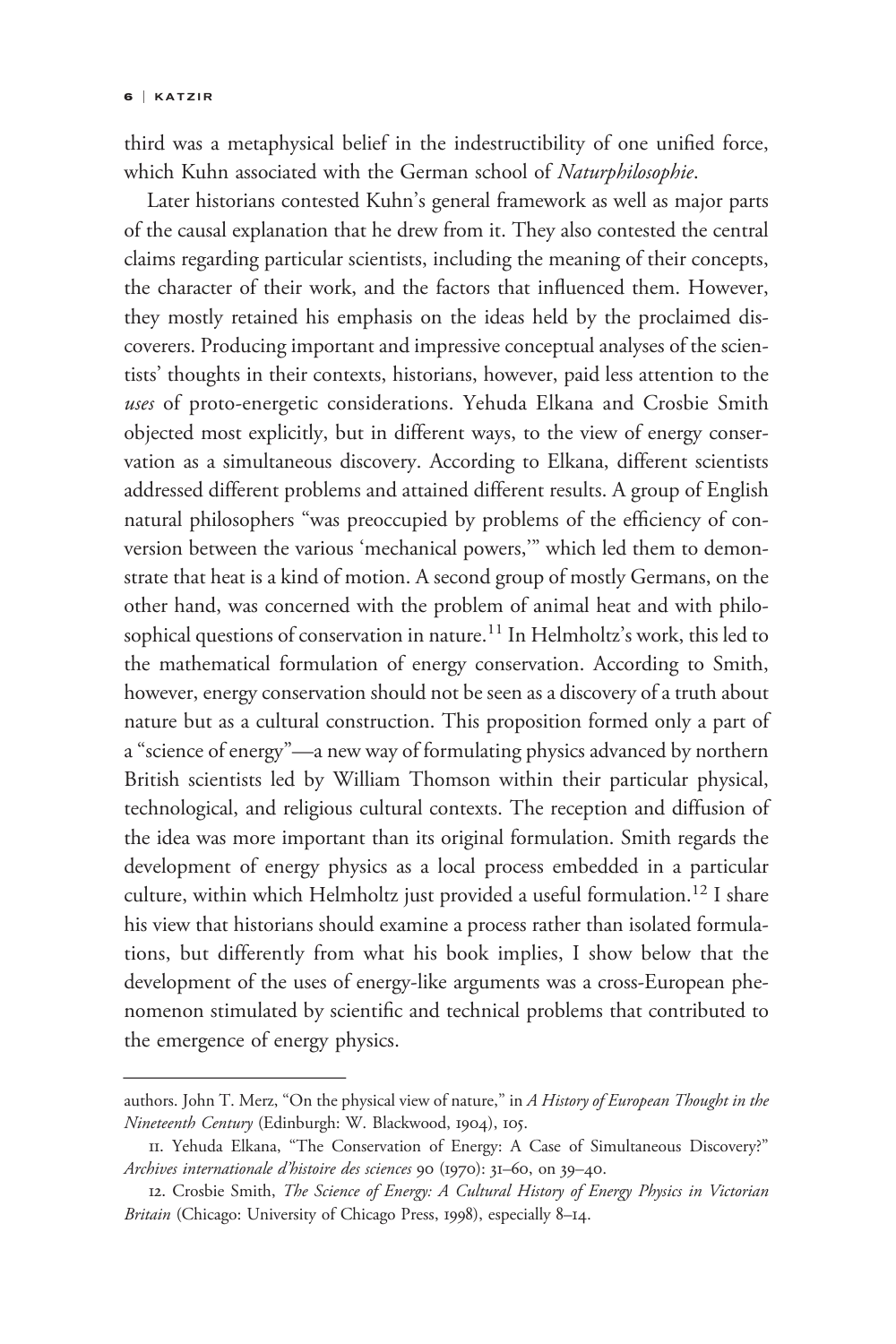third was a metaphysical belief in the indestructibility of one unified force, which Kuhn associated with the German school of *Naturphilosophie*.

Later historians contested Kuhn's general framework as well as major parts of the causal explanation that he drew from it. They also contested the central claims regarding particular scientists, including the meaning of their concepts, the character of their work, and the factors that influenced them. However, they mostly retained his emphasis on the ideas held by the proclaimed discoverers. Producing important and impressive conceptual analyses of the scientists' thoughts in their contexts, historians, however, paid less attention to the *uses* of proto-energetic considerations. Yehuda Elkana and Crosbie Smith objected most explicitly, but in different ways, to the view of energy conservation as a simultaneous discovery. According to Elkana, different scientists addressed different problems and attained different results. A group of English natural philosophers "was preoccupied by problems of the efficiency of conversion between the various 'mechanical powers,'" which led them to demonstrate that heat is a kind of motion. A second group of mostly Germans, on the other hand, was concerned with the problem of animal heat and with philosophical questions of conservation in nature.[11] In Helmholtz's work, this led to the mathematical formulation of energy conservation. According to Smith, however, energy conservation should not be seen as a discovery of a truth about nature but as a cultural construction. This proposition formed only a part of a "science of energy"—a new way of formulating physics advanced by northern British scientists led by William Thomson within their particular physical, technological, and religious cultural contexts. The reception and diffusion of the idea was more important than its original formulation. Smith regards the development of energy physics as a local process embedded in a particular culture, within which Helmholtz just provided a useful formulation.[12] I share his view that historians should examine a process rather than isolated formulations, but differently from what his book implies, I show below that the development of the uses of energy-like arguments was a cross-European phenomenon stimulated by scientific and technical problems that contributed to the emergence of energy physics.

---

authors. John T. Merz, "On the physical view of nature," in *A History of European Thought in the Nineteenth Century* (Edinburgh: W. Blackwood, 1904), 105.

11. Yehuda Elkana, "The Conservation of Energy: A Case of Simultaneous Discovery?" *Archives internationale d'histoire des sciences* 90 (1970): 31–60, on 39–40.

12. Crosbie Smith, *The Science of Energy: A Cultural History of Energy Physics in Victorian Britain* (Chicago: University of Chicago Press, 1998), especially 8–14.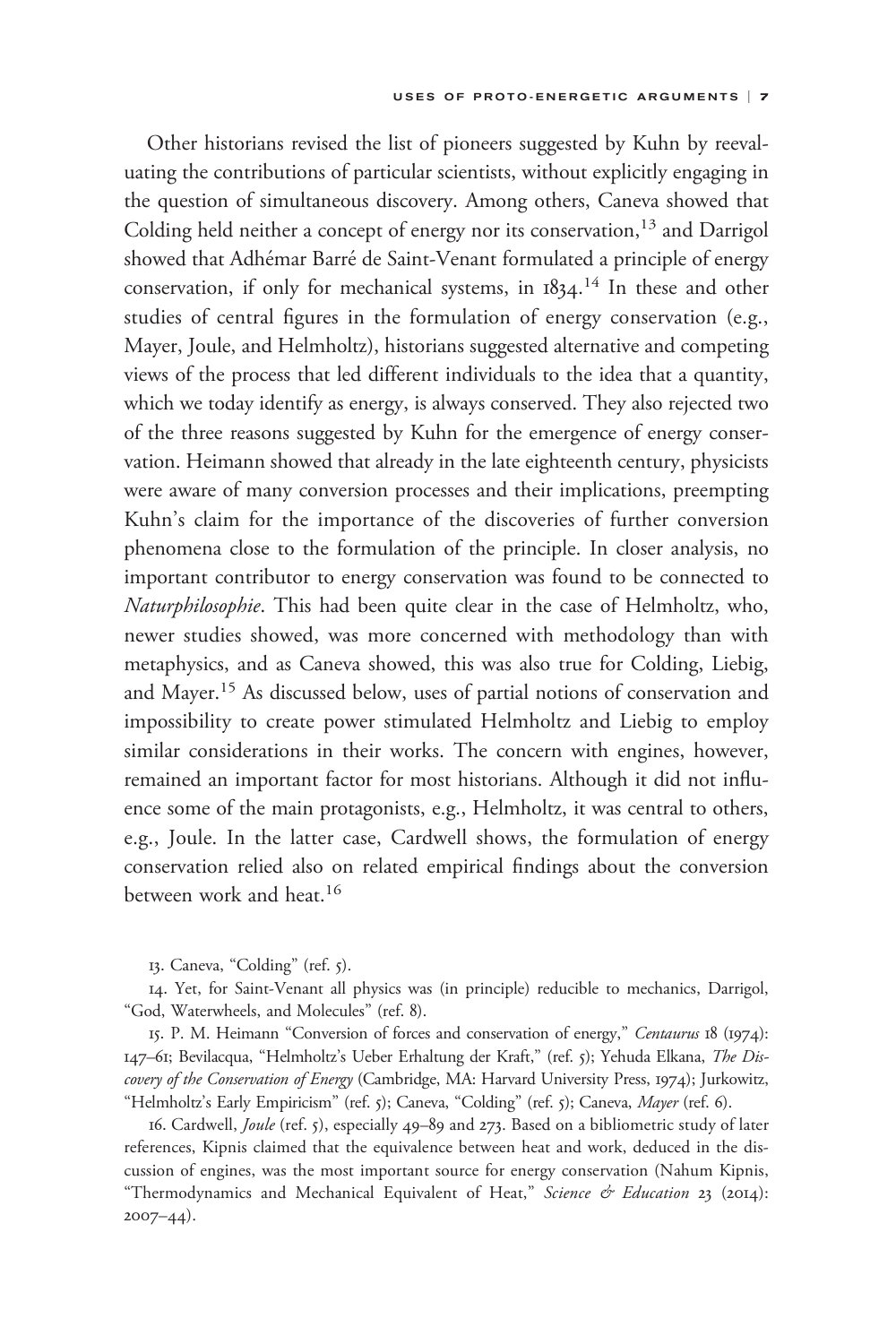Other historians revised the list of pioneers suggested by Kuhn by reevaluating the contributions of particular scientists, without explicitly engaging in the question of simultaneous discovery. Among others, Caneva showed that Colding held neither a concept of energy nor its conservation,[13] and Darrigol showed that Adhémar Barré de Saint-Venant formulated a principle of energy conservation, if only for mechanical systems, in 1834.[14] In these and other studies of central figures in the formulation of energy conservation (e.g., Mayer, Joule, and Helmholtz), historians suggested alternative and competing views of the process that led different individuals to the idea that a quantity, which we today identify as energy, is always conserved. They also rejected two of the three reasons suggested by Kuhn for the emergence of energy conservation. Heimann showed that already in the late eighteenth century, physicists were aware of many conversion processes and their implications, preempting Kuhn's claim for the importance of the discoveries of further conversion phenomena close to the formulation of the principle. In closer analysis, no important contributor to energy conservation was found to be connected to *Naturphilosophie*. This had been quite clear in the case of Helmholtz, who, newer studies showed, was more concerned with methodology than with metaphysics, and as Caneva showed, this was also true for Colding, Liebig, and Mayer.[15] As discussed below, uses of partial notions of conservation and impossibility to create power stimulated Helmholtz and Liebig to employ similar considerations in their works. The concern with engines, however, remained an important factor for most historians. Although it did not influence some of the main protagonists, e.g., Helmholtz, it was central to others, e.g., Joule. In the latter case, Cardwell shows, the formulation of energy conservation relied also on related empirical findings about the conversion between work and heat.[16]

13. Caneva, "Colding" (ref. 5).

14. Yet, for Saint-Venant all physics was (in principle) reducible to mechanics, Darrigol, "God, Waterwheels, and Molecules" (ref. 8).

15. P. M. Heimann "Conversion of forces and conservation of energy," *Centaurus* 18 (1974): 147–61; Bevilacqua, "Helmholtz's Ueber Erhaltung der Kraft," (ref. 5); Yehuda Elkana, *The Discovery of the Conservation of Energy* (Cambridge, MA: Harvard University Press, 1974); Jurkowitz, "Helmholtz's Early Empiricism" (ref. 5); Caneva, "Colding" (ref. 5); Caneva, *Mayer* (ref. 6).

16. Cardwell, *Joule* (ref. 5), especially 49–89 and 273. Based on a bibliometric study of later references, Kipnis claimed that the equivalence between heat and work, deduced in the discussion of engines, was the most important source for energy conservation (Nahum Kipnis, "Thermodynamics and Mechanical Equivalent of Heat," *Science & Education* 23 (2014): 2007–44).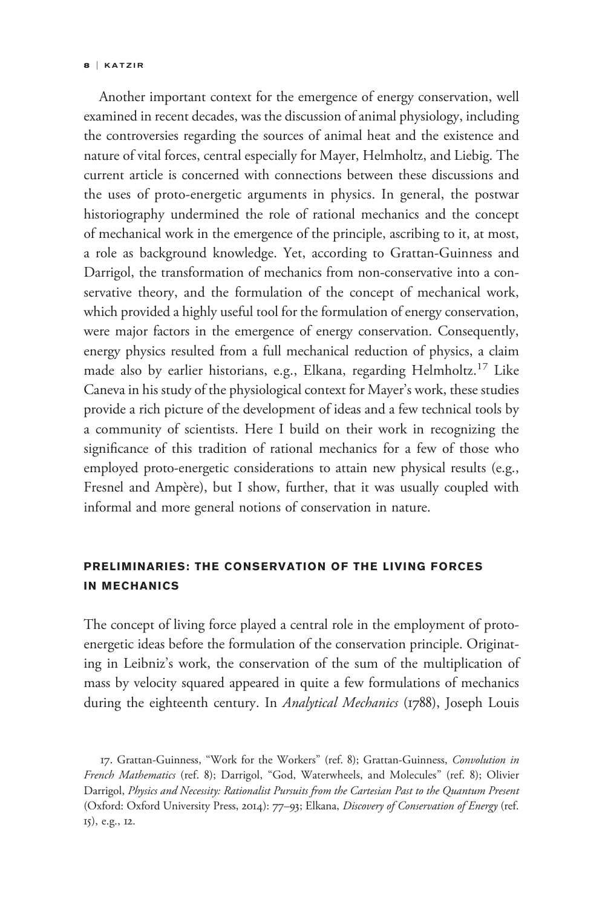Another important context for the emergence of energy conservation, well examined in recent decades, was the discussion of animal physiology, including the controversies regarding the sources of animal heat and the existence and nature of vital forces, central especially for Mayer, Helmholtz, and Liebig. The current article is concerned with connections between these discussions and the uses of proto-energetic arguments in physics. In general, the postwar historiography undermined the role of rational mechanics and the concept of mechanical work in the emergence of the principle, ascribing to it, at most, a role as background knowledge. Yet, according to Grattan-Guinness and Darrigol, the transformation of mechanics from non-conservative into a conservative theory, and the formulation of the concept of mechanical work, which provided a highly useful tool for the formulation of energy conservation, were major factors in the emergence of energy conservation. Consequently, energy physics resulted from a full mechanical reduction of physics, a claim made also by earlier historians, e.g., Elkana, regarding Helmholtz.[17] Like Caneva in his study of the physiological context for Mayer's work, these studies provide a rich picture of the development of ideas and a few technical tools by a community of scientists. Here I build on their work in recognizing the significance of this tradition of rational mechanics for a few of those who employed proto-energetic considerations to attain new physical results (e.g., Fresnel and Ampère), but I show, further, that it was usually coupled with informal and more general notions of conservation in nature.

## PRELIMINARIES: THE CONSERVATION OF THE LIVING FORCES IN MECHANICS

The concept of living force played a central role in the employment of proto-energetic ideas before the formulation of the conservation principle. Originating in Leibniz's work, the conservation of the sum of the multiplication of mass by velocity squared appeared in quite a few formulations of mechanics during the eighteenth century. In *Analytical Mechanics* (1788), Joseph Louis

17. Grattan-Guinness, "Work for the Workers" (ref. 8); Grattan-Guinness, *Convolution in French Mathematics* (ref. 8); Darrigol, "God, Waterwheels, and Molecules" (ref. 8); Olivier Darrigol, *Physics and Necessity: Rationalist Pursuits from the Cartesian Past to the Quantum Present* (Oxford: Oxford University Press, 2014): 77–93; Elkana, *Discovery of Conservation of Energy* (ref. 15), e.g., 12.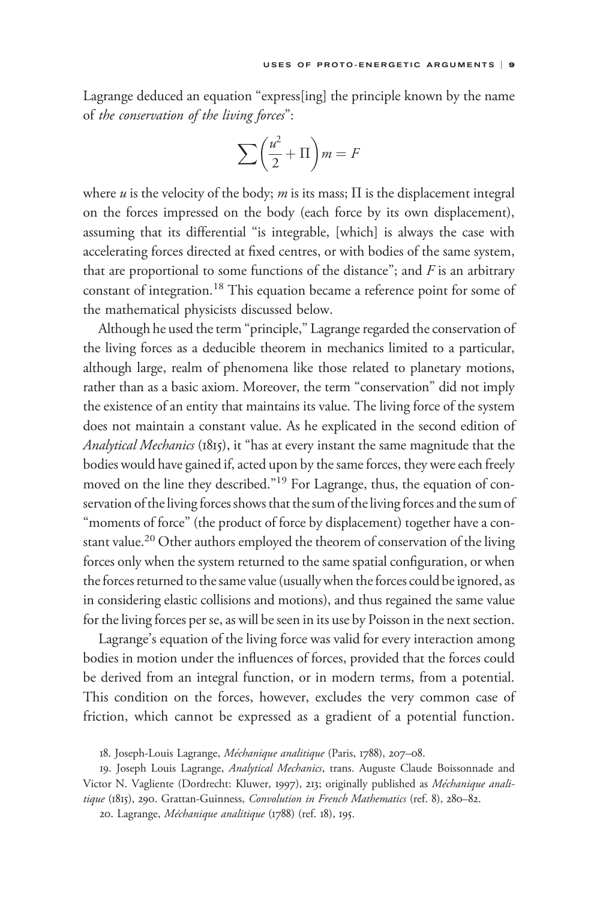Lagrange deduced an equation "express[ing] the principle known by the name of *the conservation of the living forces*":

$$\sum\left(\frac{u^2}{2}+\Pi\right)m = F$$

where $u$ is the velocity of the body; $m$ is its mass; $\Pi$ is the displacement integral on the forces impressed on the body (each force by its own displacement), assuming that its differential "is integrable, [which] is always the case with accelerating forces directed at fixed centres, or with bodies of the same system, that are proportional to some functions of the distance"; and $F$ is an arbitrary constant of integration.[18] This equation became a reference point for some of the mathematical physicists discussed below.

Although he used the term "principle," Lagrange regarded the conservation of the living forces as a deducible theorem in mechanics limited to a particular, although large, realm of phenomena like those related to planetary motions, rather than as a basic axiom. Moreover, the term "conservation" did not imply the existence of an entity that maintains its value. The living force of the system does not maintain a constant value. As he explicated in the second edition of *Analytical Mechanics* (1815), it "has at every instant the same magnitude that the bodies would have gained if, acted upon by the same forces, they were each freely moved on the line they described."[19] For Lagrange, thus, the equation of conservation of the living forces shows that the sum of the living forces and the sum of "moments of force" (the product of force by displacement) together have a constant value.[20] Other authors employed the theorem of conservation of the living forces only when the system returned to the same spatial configuration, or when the forces returned to the same value (usually when the forces could be ignored, as in considering elastic collisions and motions), and thus regained the same value for the living forces per se, as will be seen in its use by Poisson in the next section.

Lagrange's equation of the living force was valid for every interaction among bodies in motion under the influences of forces, provided that the forces could be derived from an integral function, or in modern terms, from a potential. This condition on the forces, however, excludes the very common case of friction, which cannot be expressed as a gradient of a potential function.

18. Joseph-Louis Lagrange, *Méchanique analitique* (Paris, 1788), 207–08.

19. Joseph Louis Lagrange, *Analytical Mechanics*, trans. Auguste Claude Boissonnade and Victor N. Vagliente (Dordrecht: Kluwer, 1997), 213; originally published as *Méchanique analitique* (1815), 290. Grattan-Guinness, *Convolution in French Mathematics* (ref. 8), 280–82.

20. Lagrange, *Méchanique analitique* (1788) (ref. 18), 195.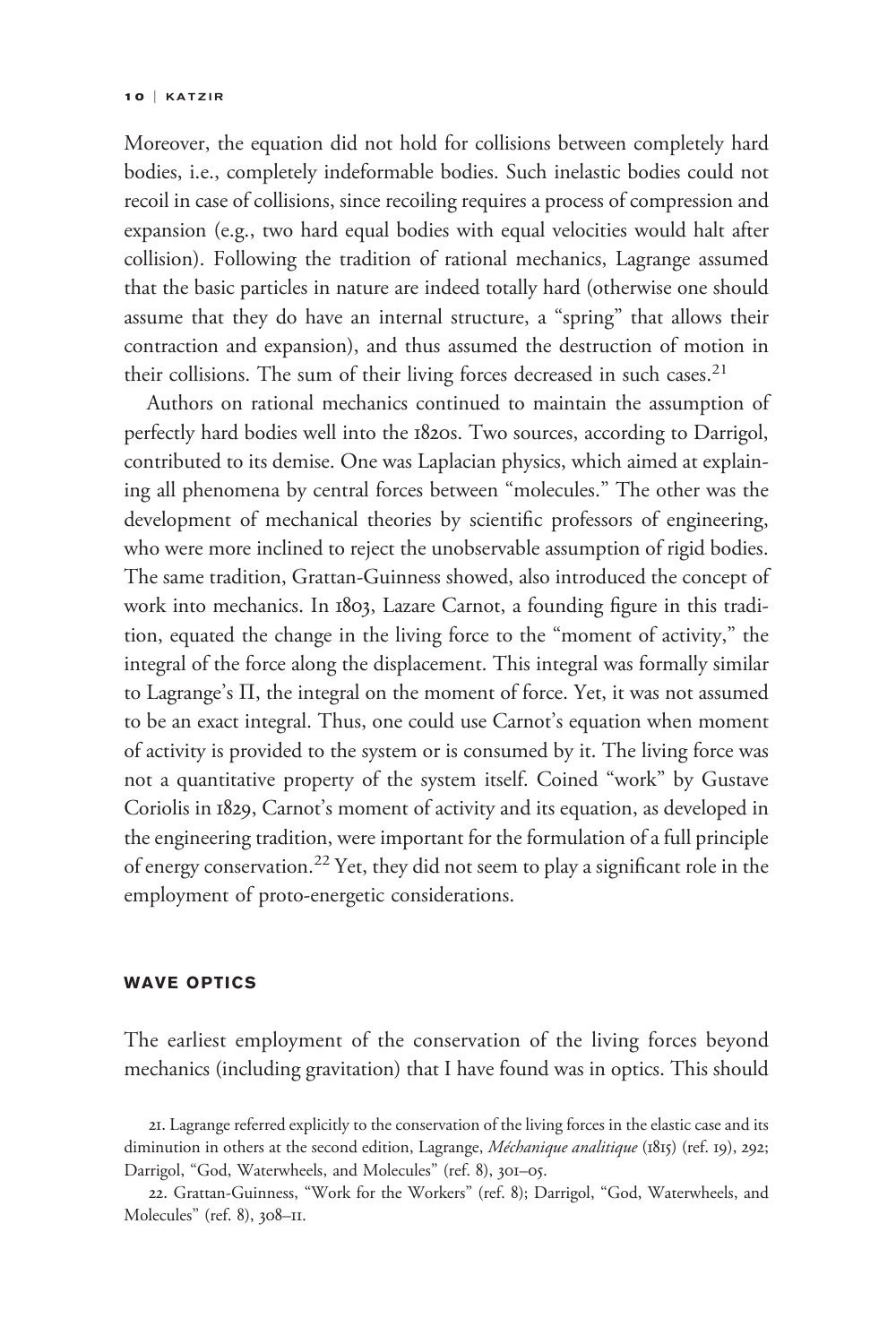Moreover, the equation did not hold for collisions between completely hard bodies, i.e., completely indeformable bodies. Such inelastic bodies could not recoil in case of collisions, since recoiling requires a process of compression and expansion (e.g., two hard equal bodies with equal velocities would halt after collision). Following the tradition of rational mechanics, Lagrange assumed that the basic particles in nature are indeed totally hard (otherwise one should assume that they do have an internal structure, a "spring" that allows their contraction and expansion), and thus assumed the destruction of motion in their collisions. The sum of their living forces decreased in such cases.[21]

Authors on rational mechanics continued to maintain the assumption of perfectly hard bodies well into the 1820s. Two sources, according to Darrigol, contributed to its demise. One was Laplacian physics, which aimed at explaining all phenomena by central forces between "molecules." The other was the development of mechanical theories by scientific professors of engineering, who were more inclined to reject the unobservable assumption of rigid bodies. The same tradition, Grattan-Guinness showed, also introduced the concept of work into mechanics. In 1803, Lazare Carnot, a founding figure in this tradition, equated the change in the living force to the "moment of activity," the integral of the force along the displacement. This integral was formally similar to Lagrange's $\Pi$, the integral on the moment of force. Yet, it was not assumed to be an exact integral. Thus, one could use Carnot's equation when moment of activity is provided to the system or is consumed by it. The living force was not a quantitative property of the system itself. Coined "work" by Gustave Coriolis in 1829, Carnot's moment of activity and its equation, as developed in the engineering tradition, were important for the formulation of a full principle of energy conservation.[22] Yet, they did not seem to play a significant role in the employment of proto-energetic considerations.

## WAVE OPTICS

The earliest employment of the conservation of the living forces beyond mechanics (including gravitation) that I have found was in optics. This should

21. Lagrange referred explicitly to the conservation of the living forces in the elastic case and its diminution in others at the second edition, Lagrange, *Méchanique analitique* (1815) (ref. 19), 292; Darrigol, "God, Waterwheels, and Molecules" (ref. 8), 301–05.

22. Grattan-Guinness, "Work for the Workers" (ref. 8); Darrigol, "God, Waterwheels, and Molecules" (ref. 8), 308–11.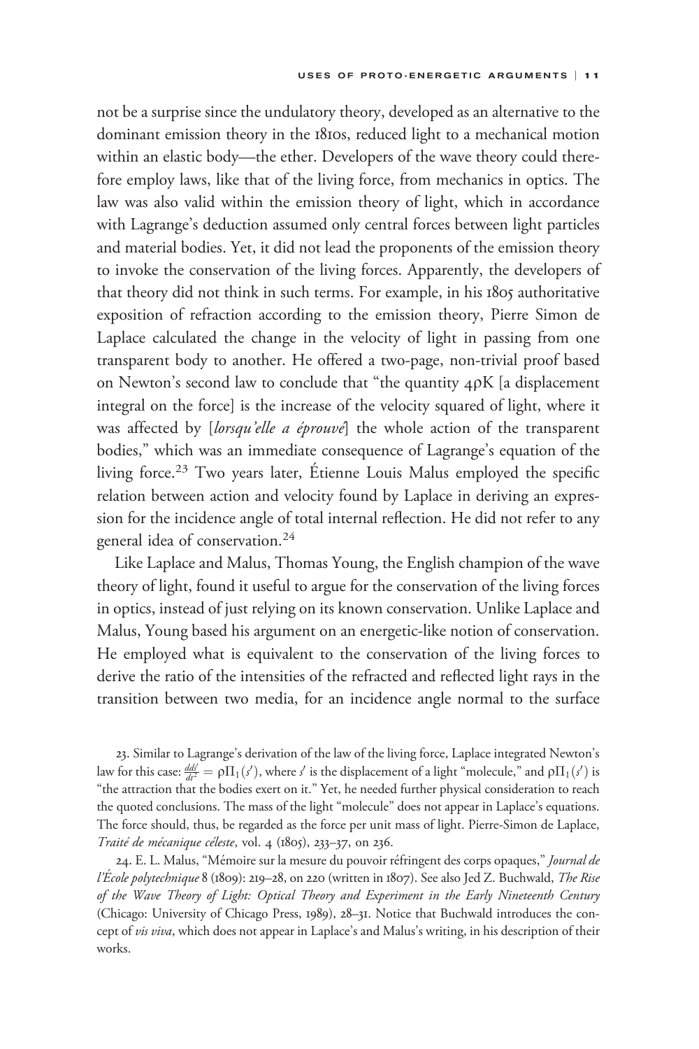not be a surprise since the undulatory theory, developed as an alternative to the dominant emission theory in the 1810s, reduced light to a mechanical motion within an elastic body—the ether. Developers of the wave theory could therefore employ laws, like that of the living force, from mechanics in optics. The law was also valid within the emission theory of light, which in accordance with Lagrange's deduction assumed only central forces between light particles and material bodies. Yet, it did not lead the proponents of the emission theory to invoke the conservation of the living forces. Apparently, the developers of that theory did not think in such terms. For example, in his 1805 authoritative exposition of refraction according to the emission theory, Pierre Simon de Laplace calculated the change in the velocity of light in passing from one transparent body to another. He offered a two-page, non-trivial proof based on Newton's second law to conclude that "the quantity $4\rho K$ [a displacement integral on the force] is the increase of the velocity squared of light, where it was affected by [*lorsqu'elle a éprouvé*] the whole action of the transparent bodies," which was an immediate consequence of Lagrange's equation of the living force.[23] Two years later, Étienne Louis Malus employed the specific relation between action and velocity found by Laplace in deriving an expression for the incidence angle of total internal reflection. He did not refer to any general idea of conservation.[24]

Like Laplace and Malus, Thomas Young, the English champion of the wave theory of light, found it useful to argue for the conservation of the living forces in optics, instead of just relying on its known conservation. Unlike Laplace and Malus, Young based his argument on an energetic-like notion of conservation. He employed what is equivalent to the conservation of the living forces to derive the ratio of the intensities of the refracted and reflected light rays in the transition between two media, for an incidence angle normal to the surface

23. Similar to Lagrange's derivation of the law of the living force, Laplace integrated Newton's law for this case: $\frac{dds'}{dt^2} = \rho\Pi_1(s')$, where $s'$ is the displacement of a light "molecule," and $\rho\Pi_1(s')$ is "the attraction that the bodies exert on it." Yet, he needed further physical consideration to reach the quoted conclusions. The mass of the light "molecule" does not appear in Laplace's equations. The force should, thus, be regarded as the force per unit mass of light. Pierre-Simon de Laplace, *Traité de mécanique céleste*, vol. 4 (1805), 233–37, on 236.

24. E. L. Malus, "Mémoire sur la mesure du pouvoir réfringent des corps opaques," *Journal de l'École polytechnique* 8 (1809): 219–28, on 220 (written in 1807). See also Jed Z. Buchwald, *The Rise of the Wave Theory of Light: Optical Theory and Experiment in the Early Nineteenth Century* (Chicago: University of Chicago Press, 1989), 28–31. Notice that Buchwald introduces the concept of *vis viva*, which does not appear in Laplace's and Malus's writing, in his description of their works.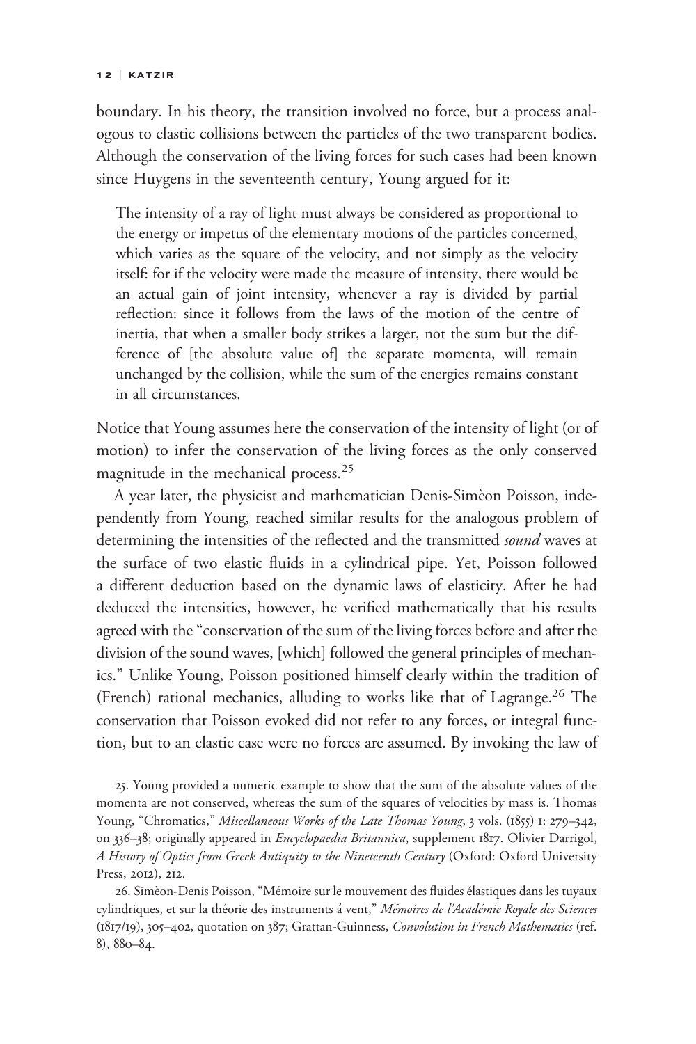boundary. In his theory, the transition involved no force, but a process analogous to elastic collisions between the particles of the two transparent bodies. Although the conservation of the living forces for such cases had been known since Huygens in the seventeenth century, Young argued for it:

> The intensity of a ray of light must always be considered as proportional to the energy or impetus of the elementary motions of the particles concerned, which varies as the square of the velocity, and not simply as the velocity itself: for if the velocity were made the measure of intensity, there would be an actual gain of joint intensity, whenever a ray is divided by partial reflection: since it follows from the laws of the motion of the centre of inertia, that when a smaller body strikes a larger, not the sum but the difference of [the absolute value of] the separate momenta, will remain unchanged by the collision, while the sum of the energies remains constant in all circumstances.

Notice that Young assumes here the conservation of the intensity of light (or of motion) to infer the conservation of the living forces as the only conserved magnitude in the mechanical process.[25]

A year later, the physicist and mathematician Denis-Simèon Poisson, independently from Young, reached similar results for the analogous problem of determining the intensities of the reflected and the transmitted *sound* waves at the surface of two elastic fluids in a cylindrical pipe. Yet, Poisson followed a different deduction based on the dynamic laws of elasticity. After he had deduced the intensities, however, he verified mathematically that his results agreed with the "conservation of the sum of the living forces before and after the division of the sound waves, [which] followed the general principles of mechanics." Unlike Young, Poisson positioned himself clearly within the tradition of (French) rational mechanics, alluding to works like that of Lagrange.[26] The conservation that Poisson evoked did not refer to any forces, or integral function, but to an elastic case were no forces are assumed. By invoking the law of

25. Young provided a numeric example to show that the sum of the absolute values of the momenta are not conserved, whereas the sum of the squares of velocities by mass is. Thomas Young, "Chromatics," *Miscellaneous Works of the Late Thomas Young*, 3 vols. (1855) 1: 279–342, on 336–38; originally appeared in *Encyclopaedia Britannica*, supplement 1817. Olivier Darrigol, *A History of Optics from Greek Antiquity to the Nineteenth Century* (Oxford: Oxford University Press, 2012), 212.

26. Simèon-Denis Poisson, "Mémoire sur le mouvement des fluides élastiques dans les tuyaux cylindriques, et sur la théorie des instruments á vent," *Mémoires de l'Académie Royale des Sciences* (1817/19), 305–402, quotation on 387; Grattan-Guinness, *Convolution in French Mathematics* (ref. 8), 880–84.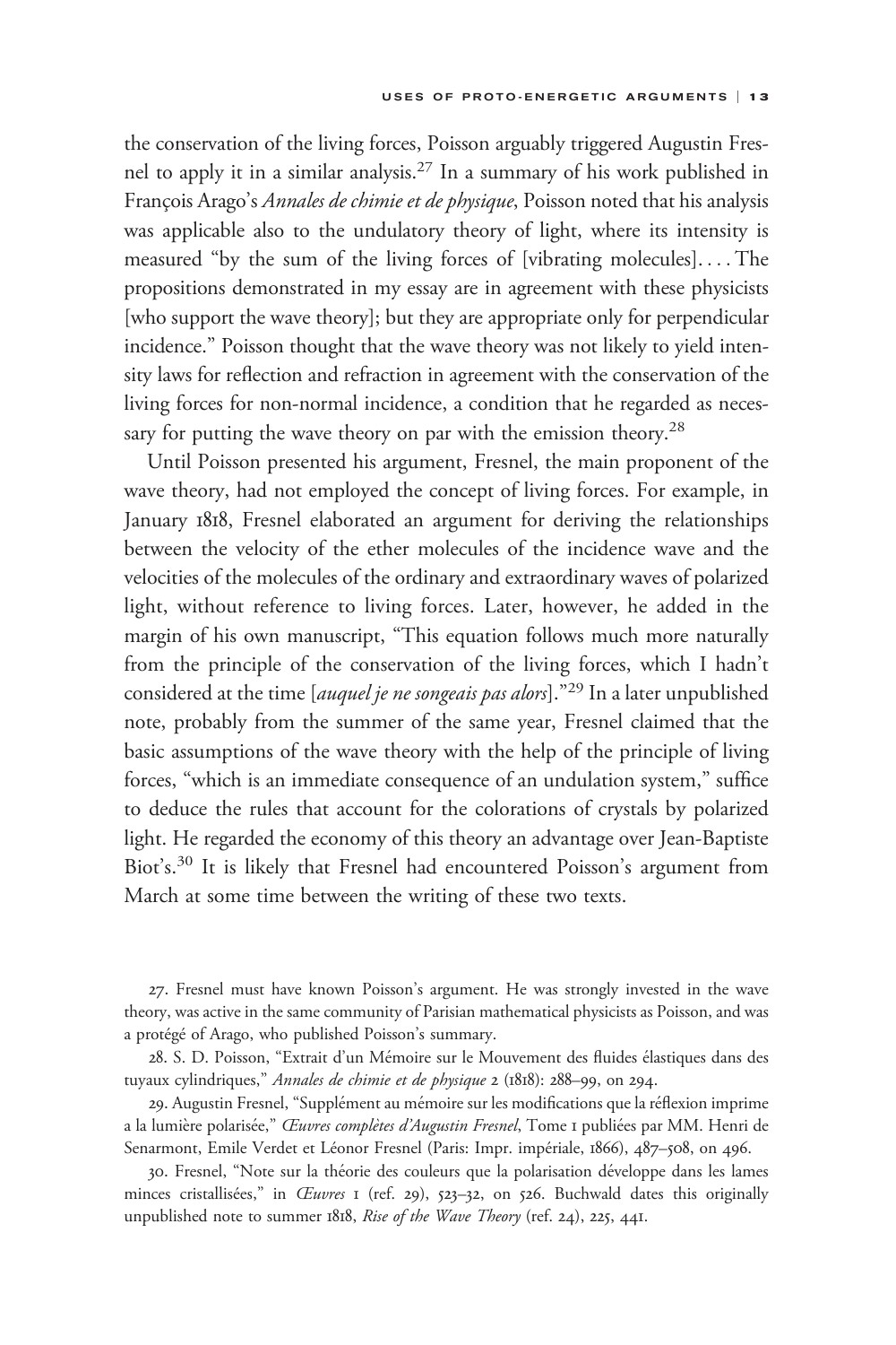the conservation of the living forces, Poisson arguably triggered Augustin Fresnel to apply it in a similar analysis.[27] In a summary of his work published in François Arago's *Annales de chimie et de physique*, Poisson noted that his analysis was applicable also to the undulatory theory of light, where its intensity is measured "by the sum of the living forces of [vibrating molecules]. . . . The propositions demonstrated in my essay are in agreement with these physicists [who support the wave theory]; but they are appropriate only for perpendicular incidence." Poisson thought that the wave theory was not likely to yield intensity laws for reflection and refraction in agreement with the conservation of the living forces for non-normal incidence, a condition that he regarded as necessary for putting the wave theory on par with the emission theory.[28]

Until Poisson presented his argument, Fresnel, the main proponent of the wave theory, had not employed the concept of living forces. For example, in January 1818, Fresnel elaborated an argument for deriving the relationships between the velocity of the ether molecules of the incidence wave and the velocities of the molecules of the ordinary and extraordinary waves of polarized light, without reference to living forces. Later, however, he added in the margin of his own manuscript, "This equation follows much more naturally from the principle of the conservation of the living forces, which I hadn't considered at the time [*auquel je ne songeais pas alors*]."[29] In a later unpublished note, probably from the summer of the same year, Fresnel claimed that the basic assumptions of the wave theory with the help of the principle of living forces, "which is an immediate consequence of an undulation system," suffice to deduce the rules that account for the colorations of crystals by polarized light. He regarded the economy of this theory an advantage over Jean-Baptiste Biot's.[30] It is likely that Fresnel had encountered Poisson's argument from March at some time between the writing of these two texts.

27. Fresnel must have known Poisson's argument. He was strongly invested in the wave theory, was active in the same community of Parisian mathematical physicists as Poisson, and was a protégé of Arago, who published Poisson's summary.

28. S. D. Poisson, "Extrait d'un Mémoire sur le Mouvement des fluides élastiques dans des tuyaux cylindriques," *Annales de chimie et de physique* 2 (1818): 288–99, on 294.

29. Augustin Fresnel, "Supplément au mémoire sur les modifications que la réflexion imprime a la lumière polarisée," *Œuvres complètes d'Augustin Fresnel*, Tome 1 publiées par MM. Henri de Senarmont, Emile Verdet et Léonor Fresnel (Paris: Impr. impériale, 1866), 487–508, on 496.

30. Fresnel, "Note sur la théorie des couleurs que la polarisation développe dans les lames minces cristallisées," in *Œuvres* 1 (ref. 29), 523–32, on 526. Buchwald dates this originally unpublished note to summer 1818, *Rise of the Wave Theory* (ref. 24), 225, 441.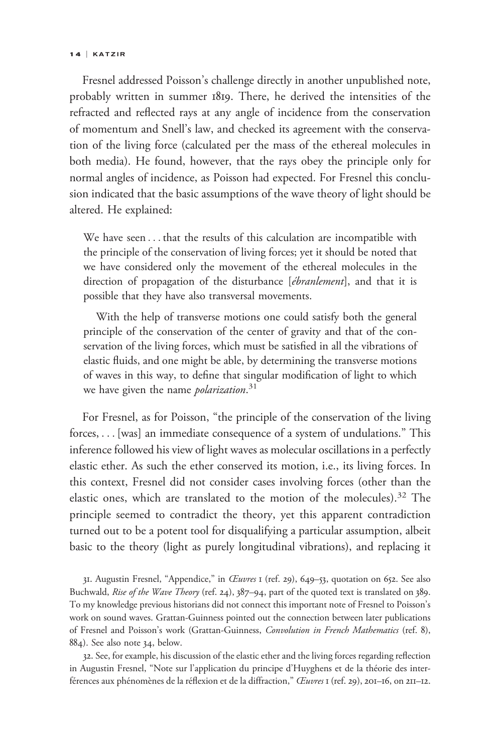Fresnel addressed Poisson's challenge directly in another unpublished note, probably written in summer 1819. There, he derived the intensities of the refracted and reflected rays at any angle of incidence from the conservation of momentum and Snell's law, and checked its agreement with the conservation of the living force (calculated per the mass of the ethereal molecules in both media). He found, however, that the rays obey the principle only for normal angles of incidence, as Poisson had expected. For Fresnel this conclusion indicated that the basic assumptions of the wave theory of light should be altered. He explained:

> We have seen . . . that the results of this calculation are incompatible with the principle of the conservation of living forces; yet it should be noted that we have considered only the movement of the ethereal molecules in the direction of propagation of the disturbance [*ébranlement*], and that it is possible that they have also transversal movements.
>
> With the help of transverse motions one could satisfy both the general principle of the conservation of the center of gravity and that of the conservation of the living forces, which must be satisfied in all the vibrations of elastic fluids, and one might be able, by determining the transverse motions of waves in this way, to define that singular modification of light to which we have given the name *polarization*.[31]

For Fresnel, as for Poisson, "the principle of the conservation of the living forces, . . . [was] an immediate consequence of a system of undulations." This inference followed his view of light waves as molecular oscillations in a perfectly elastic ether. As such the ether conserved its motion, i.e., its living forces. In this context, Fresnel did not consider cases involving forces (other than the elastic ones, which are translated to the motion of the molecules).[32] The principle seemed to contradict the theory, yet this apparent contradiction turned out to be a potent tool for disqualifying a particular assumption, albeit basic to the theory (light as purely longitudinal vibrations), and replacing it

31. Augustin Fresnel, "Appendice," in *Œuvres* 1 (ref. 29), 649–53, quotation on 652. See also Buchwald, *Rise of the Wave Theory* (ref. 24), 387–94, part of the quoted text is translated on 389. To my knowledge previous historians did not connect this important note of Fresnel to Poisson's work on sound waves. Grattan-Guinness pointed out the connection between later publications of Fresnel and Poisson's work (Grattan-Guinness, *Convolution in French Mathematics* (ref. 8), 884). See also note 34, below.

32. See, for example, his discussion of the elastic ether and the living forces regarding reflection in Augustin Fresnel, "Note sur l'application du principe d'Huyghens et de la théorie des interférences aux phénomènes de la réflexion et de la diffraction," *Œuvres* 1 (ref. 29), 201–16, on 211–12.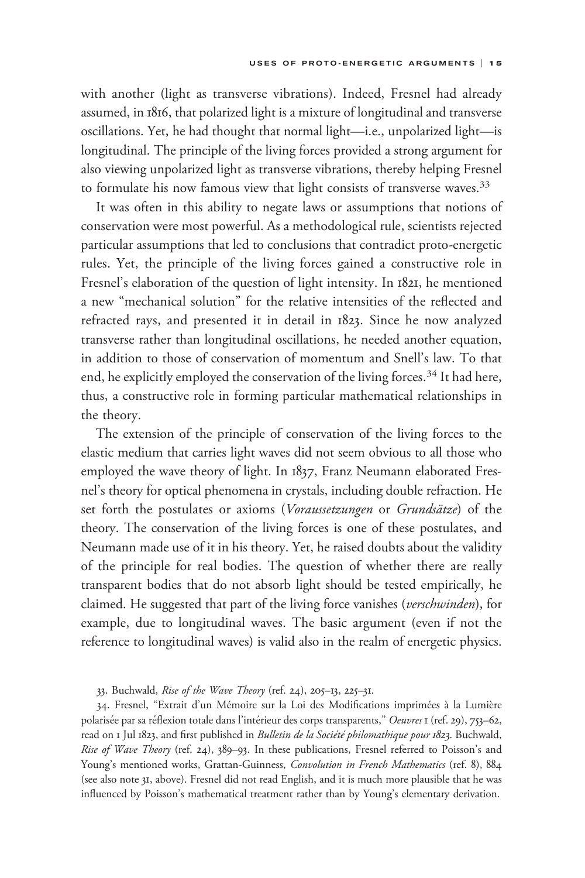with another (light as transverse vibrations). Indeed, Fresnel had already assumed, in 1816, that polarized light is a mixture of longitudinal and transverse oscillations. Yet, he had thought that normal light—i.e., unpolarized light—is longitudinal. The principle of the living forces provided a strong argument for also viewing unpolarized light as transverse vibrations, thereby helping Fresnel to formulate his now famous view that light consists of transverse waves.[33]

It was often in this ability to negate laws or assumptions that notions of conservation were most powerful. As a methodological rule, scientists rejected particular assumptions that led to conclusions that contradict proto-energetic rules. Yet, the principle of the living forces gained a constructive role in Fresnel's elaboration of the question of light intensity. In 1821, he mentioned a new "mechanical solution" for the relative intensities of the reflected and refracted rays, and presented it in detail in 1823. Since he now analyzed transverse rather than longitudinal oscillations, he needed another equation, in addition to those of conservation of momentum and Snell's law. To that end, he explicitly employed the conservation of the living forces.[34] It had here, thus, a constructive role in forming particular mathematical relationships in the theory.

The extension of the principle of conservation of the living forces to the elastic medium that carries light waves did not seem obvious to all those who employed the wave theory of light. In 1837, Franz Neumann elaborated Fresnel's theory for optical phenomena in crystals, including double refraction. He set forth the postulates or axioms (*Voraussetzungen* or *Grundsätze*) of the theory. The conservation of the living forces is one of these postulates, and Neumann made use of it in his theory. Yet, he raised doubts about the validity of the principle for real bodies. The question of whether there are really transparent bodies that do not absorb light should be tested empirically, he claimed. He suggested that part of the living force vanishes (*verschwinden*), for example, due to longitudinal waves. The basic argument (even if not the reference to longitudinal waves) is valid also in the realm of energetic physics.

33. Buchwald, *Rise of the Wave Theory* (ref. 24), 205–13, 225–31.

34. Fresnel, "Extrait d'un Mémoire sur la Loi des Modifications imprimées à la Lumière polarisée par sa réflexion totale dans l'intérieur des corps transparents," *Oeuvres* 1 (ref. 29), 753–62, read on 1 Jul 1823, and first published in *Bulletin de la Société philomathique pour 1823*. Buchwald, *Rise of Wave Theory* (ref. 24), 389–93. In these publications, Fresnel referred to Poisson's and Young's mentioned works, Grattan-Guinness, *Convolution in French Mathematics* (ref. 8), 884 (see also note 31, above). Fresnel did not read English, and it is much more plausible that he was influenced by Poisson's mathematical treatment rather than by Young's elementary derivation.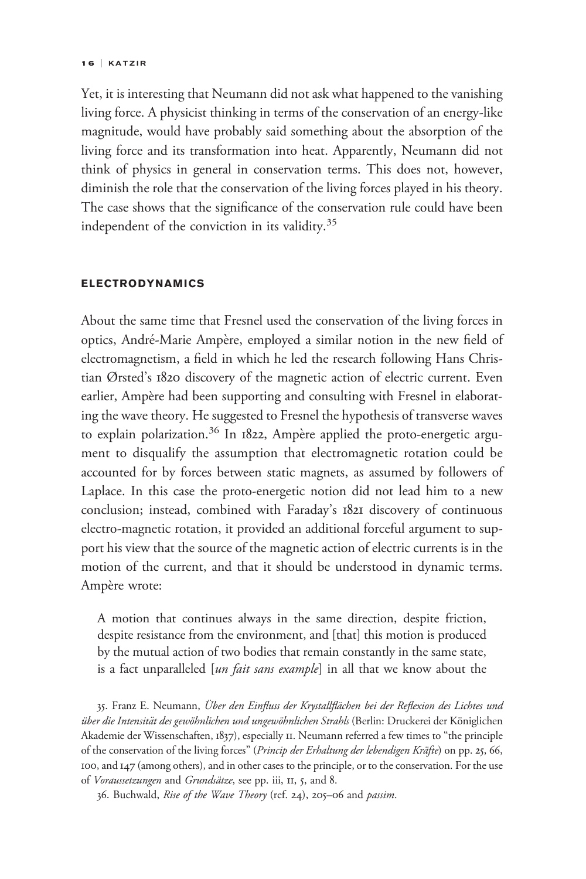Yet, it is interesting that Neumann did not ask what happened to the vanishing living force. A physicist thinking in terms of the conservation of an energy-like magnitude, would have probably said something about the absorption of the living force and its transformation into heat. Apparently, Neumann did not think of physics in general in conservation terms. This does not, however, diminish the role that the conservation of the living forces played in his theory. The case shows that the significance of the conservation rule could have been independent of the conviction in its validity.[35]

## ELECTRODYNAMICS

About the same time that Fresnel used the conservation of the living forces in optics, André-Marie Ampère, employed a similar notion in the new field of electromagnetism, a field in which he led the research following Hans Christian Ørsted's 1820 discovery of the magnetic action of electric current. Even earlier, Ampère had been supporting and consulting with Fresnel in elaborating the wave theory. He suggested to Fresnel the hypothesis of transverse waves to explain polarization.[36] In 1822, Ampère applied the proto-energetic argument to disqualify the assumption that electromagnetic rotation could be accounted for by forces between static magnets, as assumed by followers of Laplace. In this case the proto-energetic notion did not lead him to a new conclusion; instead, combined with Faraday's 1821 discovery of continuous electro-magnetic rotation, it provided an additional forceful argument to support his view that the source of the magnetic action of electric currents is in the motion of the current, and that it should be understood in dynamic terms. Ampère wrote:

> A motion that continues always in the same direction, despite friction, despite resistance from the environment, and [that] this motion is produced by the mutual action of two bodies that remain constantly in the same state, is a fact unparalleled [*un fait sans example*] in all that we know about the

35. Franz E. Neumann, *Über den Einfluss der Krystallflächen bei der Reflexion des Lichtes und über die Intensität des gewöhnlichen und ungewöhnlichen Strahls* (Berlin: Druckerei der Königlichen Akademie der Wissenschaften, 1837), especially 11. Neumann referred a few times to "the principle of the conservation of the living forces" (*Princip der Erhaltung der lebendigen Kräfte*) on pp. 25, 66, 100, and 147 (among others), and in other cases to the principle, or to the conservation. For the use of *Voraussetzungen* and *Grundsätze*, see pp. iii, 11, 5, and 8.

36. Buchwald, *Rise of the Wave Theory* (ref. 24), 205–06 and *passim*.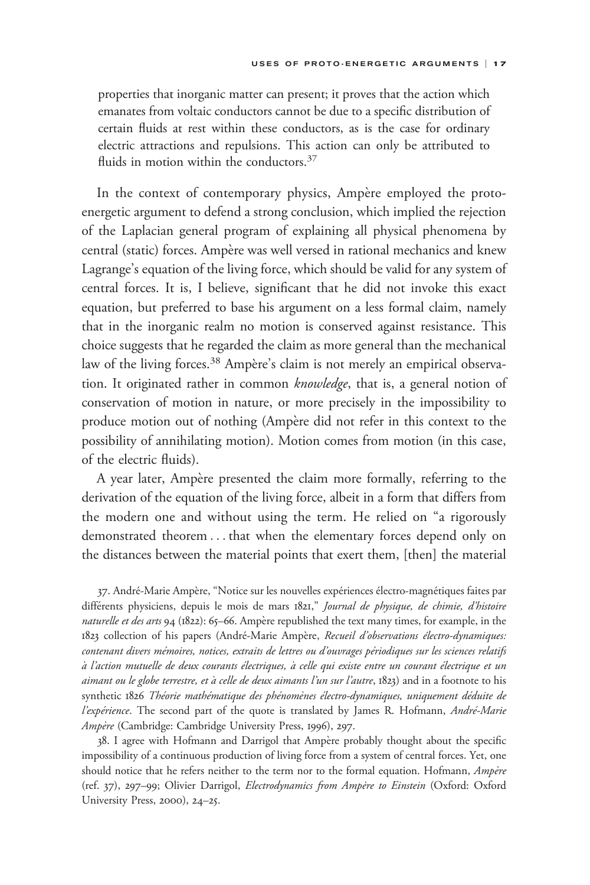properties that inorganic matter can present; it proves that the action which emanates from voltaic conductors cannot be due to a specific distribution of certain fluids at rest within these conductors, as is the case for ordinary electric attractions and repulsions. This action can only be attributed to fluids in motion within the conductors.[37]

In the context of contemporary physics, Ampère employed the proto-energetic argument to defend a strong conclusion, which implied the rejection of the Laplacian general program of explaining all physical phenomena by central (static) forces. Ampère was well versed in rational mechanics and knew Lagrange's equation of the living force, which should be valid for any system of central forces. It is, I believe, significant that he did not invoke this exact equation, but preferred to base his argument on a less formal claim, namely that in the inorganic realm no motion is conserved against resistance. This choice suggests that he regarded the claim as more general than the mechanical law of the living forces.[38] Ampère's claim is not merely an empirical observation. It originated rather in common *knowledge*, that is, a general notion of conservation of motion in nature, or more precisely in the impossibility to produce motion out of nothing (Ampère did not refer in this context to the possibility of annihilating motion). Motion comes from motion (in this case, of the electric fluids).

A year later, Ampère presented the claim more formally, referring to the derivation of the equation of the living force, albeit in a form that differs from the modern one and without using the term. He relied on "a rigorously demonstrated theorem . . . that when the elementary forces depend only on the distances between the material points that exert them, [then] the material

37. André-Marie Ampère, "Notice sur les nouvelles expériences électro-magnétiques faites par différents physiciens, depuis le mois de mars 1821," *Journal de physique, de chimie, d'histoire naturelle et des arts* 94 (1822): 65–66. Ampère republished the text many times, for example, in the 1823 collection of his papers (André-Marie Ampère, *Recueil d'observations électro-dynamiques: contenant divers mémoires, notices, extraits de lettres ou d'ouvrages périodiques sur les sciences relatifs à l'action mutuelle de deux courants électriques, à celle qui existe entre un courant électrique et un aimant ou le globe terrestre, et à celle de deux aimants l'un sur l'autre*, 1823) and in a footnote to his synthetic 1826 *Théorie mathématique des phénomènes électro-dynamiques, uniquement déduite de l'expérience*. The second part of the quote is translated by James R. Hofmann, *André-Marie Ampère* (Cambridge: Cambridge University Press, 1996), 297.

38. I agree with Hofmann and Darrigol that Ampère probably thought about the specific impossibility of a continuous production of living force from a system of central forces. Yet, one should notice that he refers neither to the term nor to the formal equation. Hofmann, *Ampère* (ref. 37), 297–99; Olivier Darrigol, *Electrodynamics from Ampère to Einstein* (Oxford: Oxford University Press, 2000), 24–25.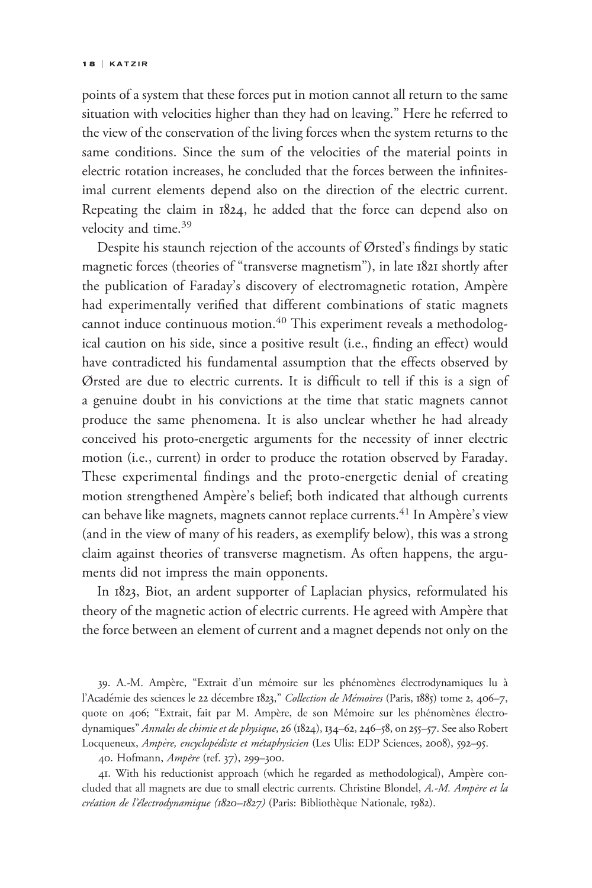points of a system that these forces put in motion cannot all return to the same situation with velocities higher than they had on leaving." Here he referred to the view of the conservation of the living forces when the system returns to the same conditions. Since the sum of the velocities of the material points in electric rotation increases, he concluded that the forces between the infinitesimal current elements depend also on the direction of the electric current. Repeating the claim in 1824, he added that the force can depend also on velocity and time.[39]

Despite his staunch rejection of the accounts of Ørsted's findings by static magnetic forces (theories of "transverse magnetism"), in late 1821 shortly after the publication of Faraday's discovery of electromagnetic rotation, Ampère had experimentally verified that different combinations of static magnets cannot induce continuous motion.[40] This experiment reveals a methodological caution on his side, since a positive result (i.e., finding an effect) would have contradicted his fundamental assumption that the effects observed by Ørsted are due to electric currents. It is difficult to tell if this is a sign of a genuine doubt in his convictions at the time that static magnets cannot produce the same phenomena. It is also unclear whether he had already conceived his proto-energetic arguments for the necessity of inner electric motion (i.e., current) in order to produce the rotation observed by Faraday. These experimental findings and the proto-energetic denial of creating motion strengthened Ampère's belief; both indicated that although currents can behave like magnets, magnets cannot replace currents.[41] In Ampère's view (and in the view of many of his readers, as exemplify below), this was a strong claim against theories of transverse magnetism. As often happens, the arguments did not impress the main opponents.

In 1823, Biot, an ardent supporter of Laplacian physics, reformulated his theory of the magnetic action of electric currents. He agreed with Ampère that the force between an element of current and a magnet depends not only on the

39. A.-M. Ampère, "Extrait d'un mémoire sur les phénomènes électrodynamiques lu à l'Académie des sciences le 22 décembre 1823," *Collection de Mémoires* (Paris, 1885) tome 2, 406–7, quote on 406; "Extrait, fait par M. Ampère, de son Mémoire sur les phénomènes électrodynamiques" *Annales de chimie et de physique*, 26 (1824), 134–62, 246–58, on 255–57. See also Robert Locqueneux, *Ampère, encyclopédiste et métaphysicien* (Les Ulis: EDP Sciences, 2008), 592–95.

40. Hofmann, *Ampère* (ref. 37), 299–300.

41. With his reductionist approach (which he regarded as methodological), Ampère concluded that all magnets are due to small electric currents. Christine Blondel, *A.-M. Ampère et la création de l'électrodynamique (1820–1827)* (Paris: Bibliothèque Nationale, 1982).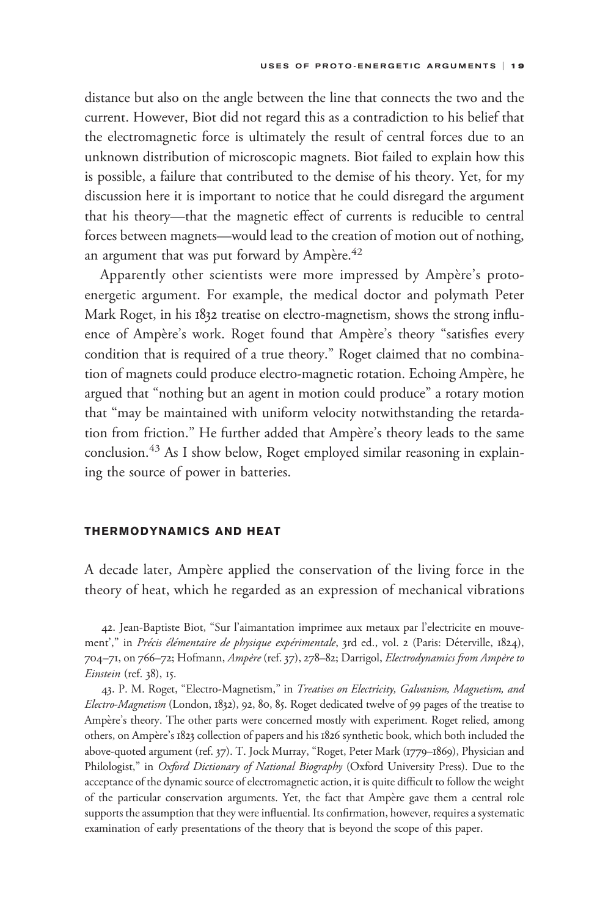distance but also on the angle between the line that connects the two and the current. However, Biot did not regard this as a contradiction to his belief that the electromagnetic force is ultimately the result of central forces due to an unknown distribution of microscopic magnets. Biot failed to explain how this is possible, a failure that contributed to the demise of his theory. Yet, for my discussion here it is important to notice that he could disregard the argument that his theory—that the magnetic effect of currents is reducible to central forces between magnets—would lead to the creation of motion out of nothing, an argument that was put forward by Ampère.[42]

Apparently other scientists were more impressed by Ampère's proto-energetic argument. For example, the medical doctor and polymath Peter Mark Roget, in his 1832 treatise on electro-magnetism, shows the strong influence of Ampère's work. Roget found that Ampère's theory "satisfies every condition that is required of a true theory." Roget claimed that no combination of magnets could produce electro-magnetic rotation. Echoing Ampère, he argued that "nothing but an agent in motion could produce" a rotary motion that "may be maintained with uniform velocity notwithstanding the retardation from friction." He further added that Ampère's theory leads to the same conclusion.[43] As I show below, Roget employed similar reasoning in explaining the source of power in batteries.

## THERMODYNAMICS AND HEAT

A decade later, Ampère applied the conservation of the living force in the theory of heat, which he regarded as an expression of mechanical vibrations

42. Jean-Baptiste Biot, "Sur l'aimantation imprimee aux metaux par l'electricite en mouvement'," in *Précis élémentaire de physique expérimentale*, 3rd ed., vol. 2 (Paris: Déterville, 1824), 704–71, on 766–72; Hofmann, *Ampère* (ref. 37), 278–82; Darrigol, *Electrodynamics from Ampère to Einstein* (ref. 38), 15.

43. P. M. Roget, "Electro-Magnetism," in *Treatises on Electricity, Galvanism, Magnetism, and Electro-Magnetism* (London, 1832), 92, 80, 85. Roget dedicated twelve of 99 pages of the treatise to Ampère's theory. The other parts were concerned mostly with experiment. Roget relied, among others, on Ampère's 1823 collection of papers and his 1826 synthetic book, which both included the above-quoted argument (ref. 37). T. Jock Murray, "Roget, Peter Mark (1779–1869), Physician and Philologist," in *Oxford Dictionary of National Biography* (Oxford University Press). Due to the acceptance of the dynamic source of electromagnetic action, it is quite difficult to follow the weight of the particular conservation arguments. Yet, the fact that Ampère gave them a central role supports the assumption that they were influential. Its confirmation, however, requires a systematic examination of early presentations of the theory that is beyond the scope of this paper.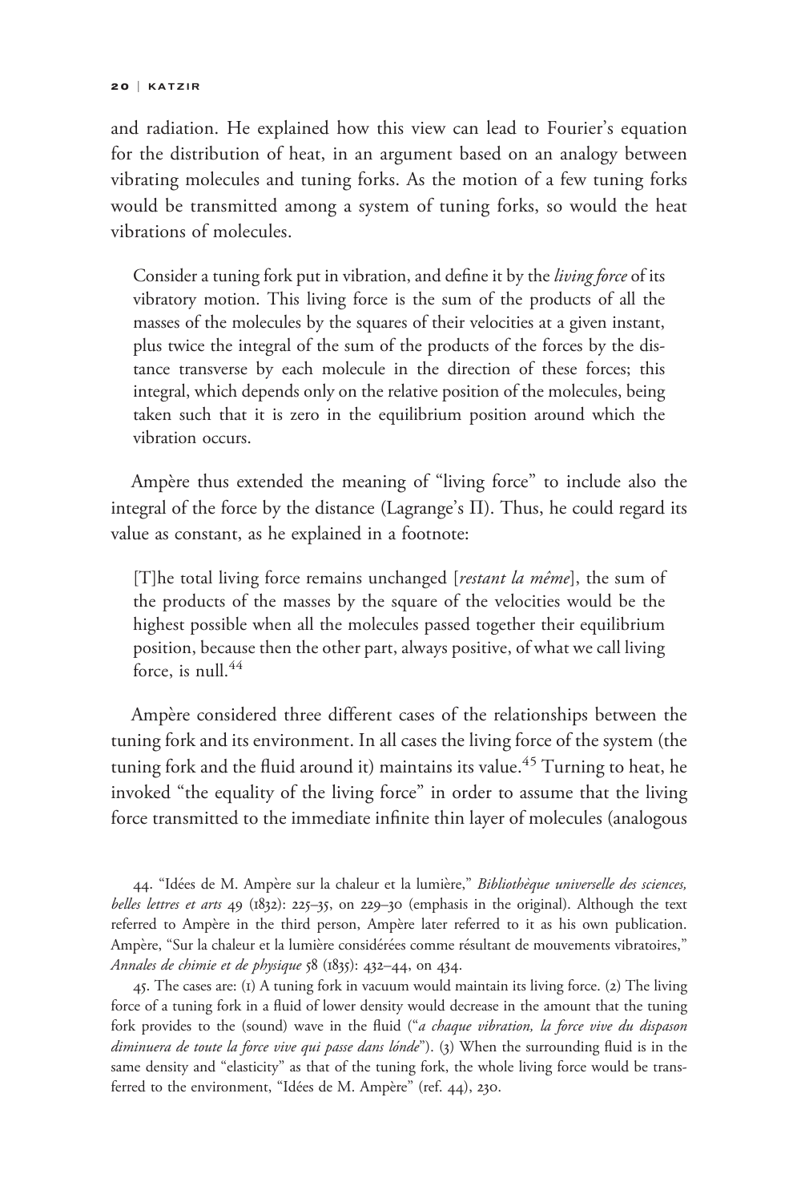and radiation. He explained how this view can lead to Fourier's equation for the distribution of heat, in an argument based on an analogy between vibrating molecules and tuning forks. As the motion of a few tuning forks would be transmitted among a system of tuning forks, so would the heat vibrations of molecules.

> Consider a tuning fork put in vibration, and define it by the *living force* of its vibratory motion. This living force is the sum of the products of all the masses of the molecules by the squares of their velocities at a given instant, plus twice the integral of the sum of the products of the forces by the distance transverse by each molecule in the direction of these forces; this integral, which depends only on the relative position of the molecules, being taken such that it is zero in the equilibrium position around which the vibration occurs.

Ampère thus extended the meaning of "living force" to include also the integral of the force by the distance (Lagrange's $\Pi$). Thus, he could regard its value as constant, as he explained in a footnote:

> [T]he total living force remains unchanged [*restant la même*], the sum of the products of the masses by the square of the velocities would be the highest possible when all the molecules passed together their equilibrium position, because then the other part, always positive, of what we call living force, is null.[44]

Ampère considered three different cases of the relationships between the tuning fork and its environment. In all cases the living force of the system (the tuning fork and the fluid around it) maintains its value.[45] Turning to heat, he invoked "the equality of the living force" in order to assume that the living force transmitted to the immediate infinite thin layer of molecules (analogous

44. "Idées de M. Ampère sur la chaleur et la lumière," *Bibliothèque universelle des sciences, belles lettres et arts* 49 (1832): 225–35, on 229–30 (emphasis in the original). Although the text referred to Ampère in the third person, Ampère later referred to it as his own publication. Ampère, "Sur la chaleur et la lumière considérées comme résultant de mouvements vibratoires," *Annales de chimie et de physique* 58 (1835): 432–44, on 434.

45. The cases are: (1) A tuning fork in vacuum would maintain its living force. (2) The living force of a tuning fork in a fluid of lower density would decrease in the amount that the tuning fork provides to the (sound) wave in the fluid ("*a chaque vibration, la force vive du dispason diminuera de toute la force vive qui passe dans lónde*"). (3) When the surrounding fluid is in the same density and "elasticity" as that of the tuning fork, the whole living force would be transferred to the environment, "Idées de M. Ampère" (ref. 44), 230.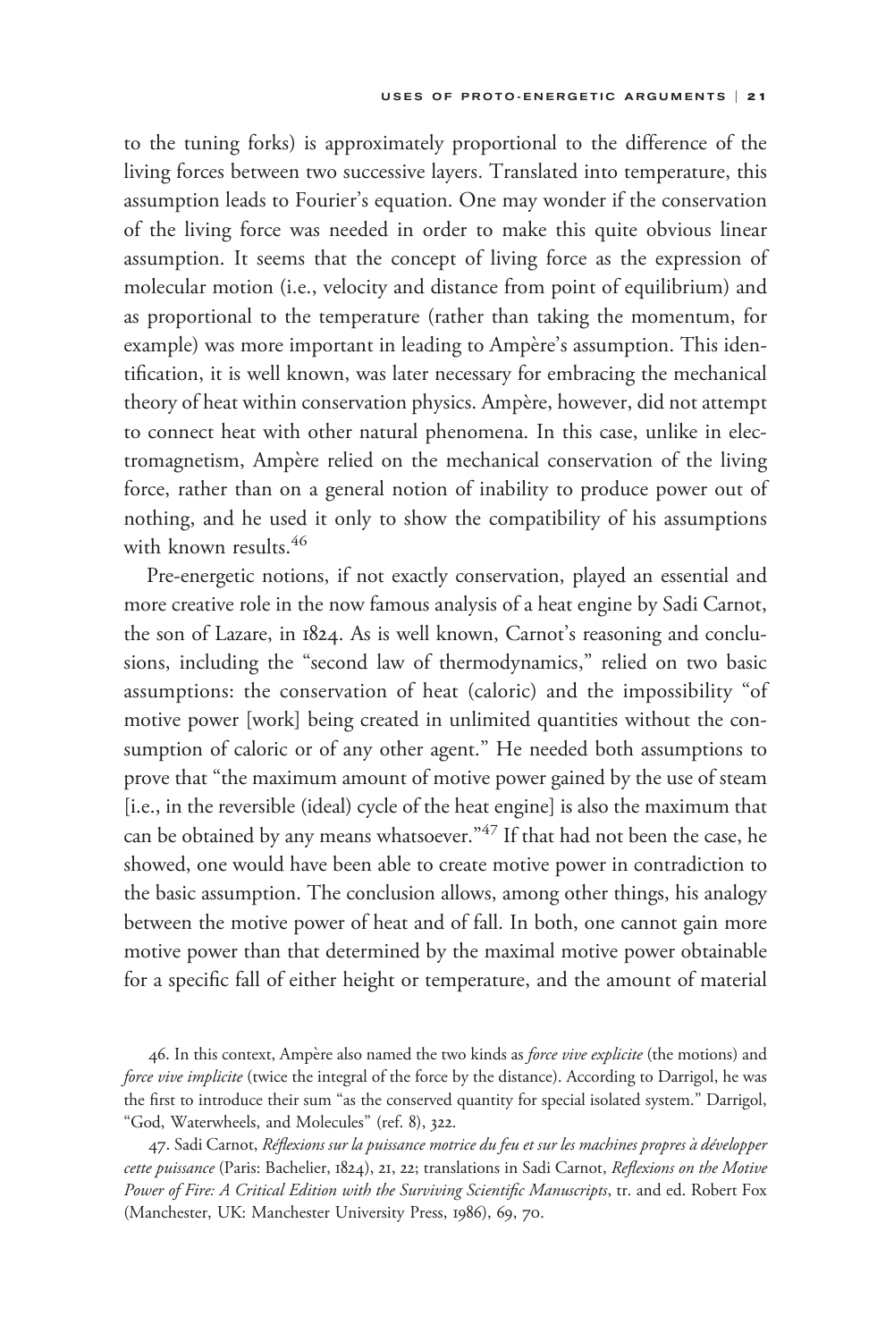to the tuning forks) is approximately proportional to the difference of the living forces between two successive layers. Translated into temperature, this assumption leads to Fourier's equation. One may wonder if the conservation of the living force was needed in order to make this quite obvious linear assumption. It seems that the concept of living force as the expression of molecular motion (i.e., velocity and distance from point of equilibrium) and as proportional to the temperature (rather than taking the momentum, for example) was more important in leading to Ampère's assumption. This identification, it is well known, was later necessary for embracing the mechanical theory of heat within conservation physics. Ampère, however, did not attempt to connect heat with other natural phenomena. In this case, unlike in electromagnetism, Ampère relied on the mechanical conservation of the living force, rather than on a general notion of inability to produce power out of nothing, and he used it only to show the compatibility of his assumptions with known results.[46]

Pre-energetic notions, if not exactly conservation, played an essential and more creative role in the now famous analysis of a heat engine by Sadi Carnot, the son of Lazare, in 1824. As is well known, Carnot's reasoning and conclusions, including the "second law of thermodynamics," relied on two basic assumptions: the conservation of heat (caloric) and the impossibility "of motive power [work] being created in unlimited quantities without the consumption of caloric or of any other agent." He needed both assumptions to prove that "the maximum amount of motive power gained by the use of steam [i.e., in the reversible (ideal) cycle of the heat engine] is also the maximum that can be obtained by any means whatsoever."[47] If that had not been the case, he showed, one would have been able to create motive power in contradiction to the basic assumption. The conclusion allows, among other things, his analogy between the motive power of heat and of fall. In both, one cannot gain more motive power than that determined by the maximal motive power obtainable for a specific fall of either height or temperature, and the amount of material

46. In this context, Ampère also named the two kinds as *force vive explicite* (the motions) and *force vive implicite* (twice the integral of the force by the distance). According to Darrigol, he was the first to introduce their sum "as the conserved quantity for special isolated system." Darrigol, "God, Waterwheels, and Molecules" (ref. 8), 322.

47. Sadi Carnot, *Réflexions sur la puissance motrice du feu et sur les machines propres à développer cette puissance* (Paris: Bachelier, 1824), 21, 22; translations in Sadi Carnot, *Reflexions on the Motive Power of Fire: A Critical Edition with the Surviving Scientific Manuscripts*, tr. and ed. Robert Fox (Manchester, UK: Manchester University Press, 1986), 69, 70.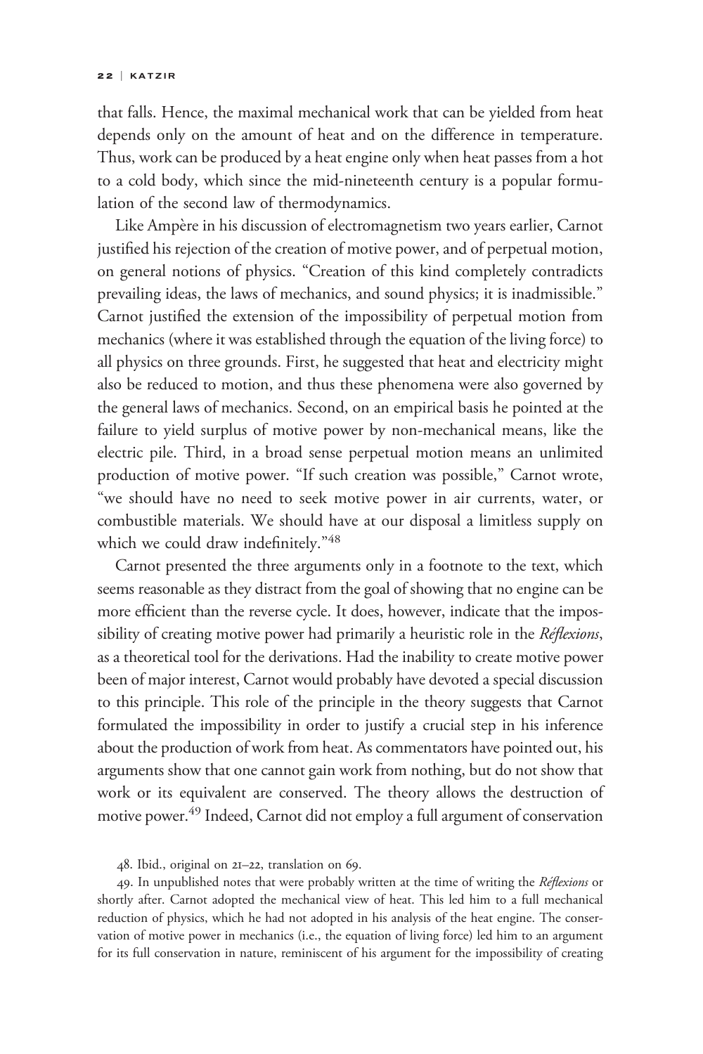that falls. Hence, the maximal mechanical work that can be yielded from heat depends only on the amount of heat and on the difference in temperature. Thus, work can be produced by a heat engine only when heat passes from a hot to a cold body, which since the mid-nineteenth century is a popular formulation of the second law of thermodynamics.

Like Ampère in his discussion of electromagnetism two years earlier, Carnot justified his rejection of the creation of motive power, and of perpetual motion, on general notions of physics. "Creation of this kind completely contradicts prevailing ideas, the laws of mechanics, and sound physics; it is inadmissible." Carnot justified the extension of the impossibility of perpetual motion from mechanics (where it was established through the equation of the living force) to all physics on three grounds. First, he suggested that heat and electricity might also be reduced to motion, and thus these phenomena were also governed by the general laws of mechanics. Second, on an empirical basis he pointed at the failure to yield surplus of motive power by non-mechanical means, like the electric pile. Third, in a broad sense perpetual motion means an unlimited production of motive power. "If such creation was possible," Carnot wrote, "we should have no need to seek motive power in air currents, water, or combustible materials. We should have at our disposal a limitless supply on which we could draw indefinitely."[48]

Carnot presented the three arguments only in a footnote to the text, which seems reasonable as they distract from the goal of showing that no engine can be more efficient than the reverse cycle. It does, however, indicate that the impossibility of creating motive power had primarily a heuristic role in the *Réflexions*, as a theoretical tool for the derivations. Had the inability to create motive power been of major interest, Carnot would probably have devoted a special discussion to this principle. This role of the principle in the theory suggests that Carnot formulated the impossibility in order to justify a crucial step in his inference about the production of work from heat. As commentators have pointed out, his arguments show that one cannot gain work from nothing, but do not show that work or its equivalent are conserved. The theory allows the destruction of motive power.[49] Indeed, Carnot did not employ a full argument of conservation

48. Ibid., original on 21–22, translation on 69.

49. In unpublished notes that were probably written at the time of writing the *Réflexions* or shortly after. Carnot adopted the mechanical view of heat. This led him to a full mechanical reduction of physics, which he had not adopted in his analysis of the heat engine. The conservation of motive power in mechanics (i.e., the equation of living force) led him to an argument for its full conservation in nature, reminiscent of his argument for the impossibility of creating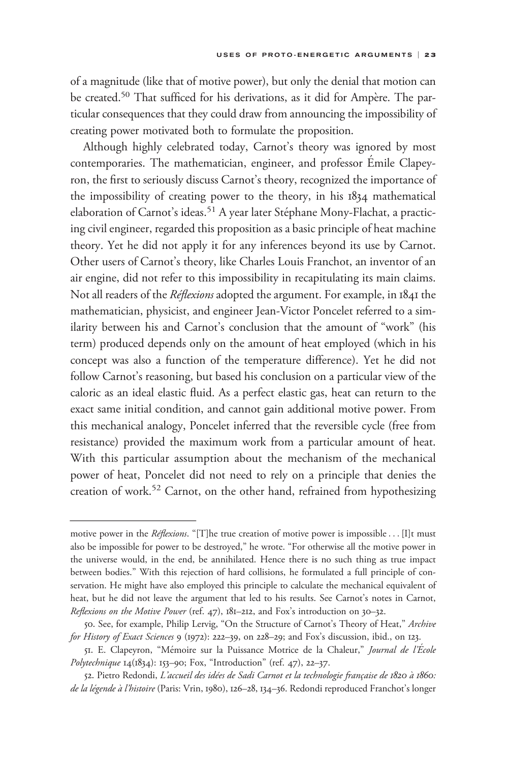of a magnitude (like that of motive power), but only the denial that motion can be created.[50] That sufficed for his derivations, as it did for Ampère. The particular consequences that they could draw from announcing the impossibility of creating power motivated both to formulate the proposition.

Although highly celebrated today, Carnot's theory was ignored by most contemporaries. The mathematician, engineer, and professor Émile Clapeyron, the first to seriously discuss Carnot's theory, recognized the importance of the impossibility of creating power to the theory, in his 1834 mathematical elaboration of Carnot's ideas.[51] A year later Stéphane Mony-Flachat, a practicing civil engineer, regarded this proposition as a basic principle of heat machine theory. Yet he did not apply it for any inferences beyond its use by Carnot. Other users of Carnot's theory, like Charles Louis Franchot, an inventor of an air engine, did not refer to this impossibility in recapitulating its main claims. Not all readers of the *Réflexions* adopted the argument. For example, in 1841 the mathematician, physicist, and engineer Jean-Victor Poncelet referred to a similarity between his and Carnot's conclusion that the amount of "work" (his term) produced depends only on the amount of heat employed (which in his concept was also a function of the temperature difference). Yet he did not follow Carnot's reasoning, but based his conclusion on a particular view of the caloric as an ideal elastic fluid. As a perfect elastic gas, heat can return to the exact same initial condition, and cannot gain additional motive power. From this mechanical analogy, Poncelet inferred that the reversible cycle (free from resistance) provided the maximum work from a particular amount of heat. With this particular assumption about the mechanism of the mechanical power of heat, Poncelet did not need to rely on a principle that denies the creation of work.[52] Carnot, on the other hand, refrained from hypothesizing

---

motive power in the *Réflexions*. "[T]he true creation of motive power is impossible . . . [I]t must also be impossible for power to be destroyed," he wrote. "For otherwise all the motive power in the universe would, in the end, be annihilated. Hence there is no such thing as true impact between bodies." With this rejection of hard collisions, he formulated a full principle of conservation. He might have also employed this principle to calculate the mechanical equivalent of heat, but he did not leave the argument that led to his results. See Carnot's notes in Carnot, *Reflexions on the Motive Power* (ref. 47), 181–212, and Fox's introduction on 30–32.

50. See, for example, Philip Lervig, "On the Structure of Carnot's Theory of Heat," *Archive for History of Exact Sciences* 9 (1972): 222–39, on 228–29; and Fox's discussion, ibid., on 123.

51. E. Clapeyron, "Mémoire sur la Puissance Motrice de la Chaleur," *Journal de l'École Polytechnique* 14(1834): 153–90; Fox, "Introduction" (ref. 47), 22–37.

52. Pietro Redondi, *L'accueil des idées de Sadi Carnot et la technologie française de 1820 à 1860: de la légende à l'histoire* (Paris: Vrin, 1980), 126–28, 134–36. Redondi reproduced Franchot's longer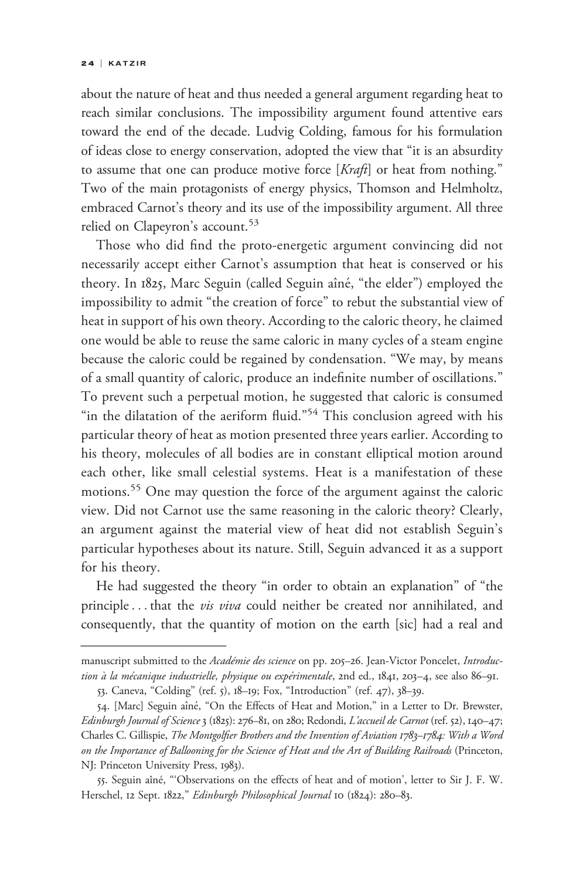about the nature of heat and thus needed a general argument regarding heat to reach similar conclusions. The impossibility argument found attentive ears toward the end of the decade. Ludvig Colding, famous for his formulation of ideas close to energy conservation, adopted the view that "it is an absurdity to assume that one can produce motive force [*Kraft*] or heat from nothing." Two of the main protagonists of energy physics, Thomson and Helmholtz, embraced Carnot's theory and its use of the impossibility argument. All three relied on Clapeyron's account.[53]

Those who did find the proto-energetic argument convincing did not necessarily accept either Carnot's assumption that heat is conserved or his theory. In 1825, Marc Seguin (called Seguin aîné, "the elder") employed the impossibility to admit "the creation of force" to rebut the substantial view of heat in support of his own theory. According to the caloric theory, he claimed one would be able to reuse the same caloric in many cycles of a steam engine because the caloric could be regained by condensation. "We may, by means of a small quantity of caloric, produce an indefinite number of oscillations." To prevent such a perpetual motion, he suggested that caloric is consumed "in the dilatation of the aeriform fluid."[54] This conclusion agreed with his particular theory of heat as motion presented three years earlier. According to his theory, molecules of all bodies are in constant elliptical motion around each other, like small celestial systems. Heat is a manifestation of these motions.[55] One may question the force of the argument against the caloric view. Did not Carnot use the same reasoning in the caloric theory? Clearly, an argument against the material view of heat did not establish Seguin's particular hypotheses about its nature. Still, Seguin advanced it as a support for his theory.

He had suggested the theory "in order to obtain an explanation" of "the principle . . . that the *vis viva* could neither be created nor annihilated, and consequently, that the quantity of motion on the earth [sic] had a real and

---

manuscript submitted to the *Académie des science* on pp. 205–26. Jean-Victor Poncelet, *Introduction à la mécanique industrielle, physique ou expérimentale*, 2nd ed., 1841, 203–4, see also 86–91.

53. Caneva, "Colding" (ref. 5), 18–19; Fox, "Introduction" (ref. 47), 38–39.

54. [Marc] Seguin aîné, "On the Effects of Heat and Motion," in a Letter to Dr. Brewster, *Edinburgh Journal of Science* 3 (1825): 276–81, on 280; Redondi, *L'accueil de Carnot* (ref. 52), 140–47; Charles C. Gillispie, *The Montgolfier Brothers and the Invention of Aviation 1783–1784: With a Word on the Importance of Ballooning for the Science of Heat and the Art of Building Railroads* (Princeton, NJ: Princeton University Press, 1983).

55. Seguin aîné, "'Observations on the effects of heat and of motion', letter to Sir J. F. W. Herschel, 12 Sept. 1822," *Edinburgh Philosophical Journal* 10 (1824): 280–83.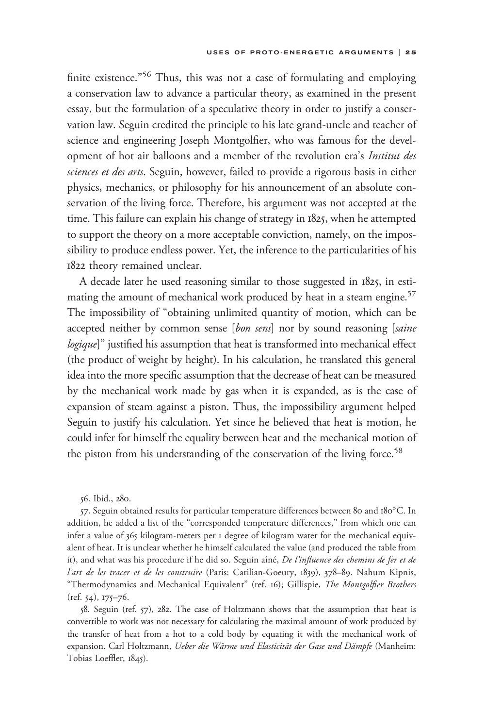finite existence."[56] Thus, this was not a case of formulating and employing a conservation law to advance a particular theory, as examined in the present essay, but the formulation of a speculative theory in order to justify a conservation law. Seguin credited the principle to his late grand-uncle and teacher of science and engineering Joseph Montgolfier, who was famous for the development of hot air balloons and a member of the revolution era's *Institut des sciences et des arts*. Seguin, however, failed to provide a rigorous basis in either physics, mechanics, or philosophy for his announcement of an absolute conservation of the living force. Therefore, his argument was not accepted at the time. This failure can explain his change of strategy in 1825, when he attempted to support the theory on a more acceptable conviction, namely, on the impossibility to produce endless power. Yet, the inference to the particularities of his 1822 theory remained unclear.

A decade later he used reasoning similar to those suggested in 1825, in estimating the amount of mechanical work produced by heat in a steam engine.[57] The impossibility of "obtaining unlimited quantity of motion, which can be accepted neither by common sense [*bon sens*] nor by sound reasoning [*saine logique*]" justified his assumption that heat is transformed into mechanical effect (the product of weight by height). In his calculation, he translated this general idea into the more specific assumption that the decrease of heat can be measured by the mechanical work made by gas when it is expanded, as is the case of expansion of steam against a piston. Thus, the impossibility argument helped Seguin to justify his calculation. Yet since he believed that heat is motion, he could infer for himself the equality between heat and the mechanical motion of the piston from his understanding of the conservation of the living force.[58]

56. Ibid., 280.

57. Seguin obtained results for particular temperature differences between 80 and 180°C. In addition, he added a list of the "corresponded temperature differences," from which one can infer a value of 365 kilogram-meters per 1 degree of kilogram water for the mechanical equivalent of heat. It is unclear whether he himself calculated the value (and produced the table from it), and what was his procedure if he did so. Seguin aîné, *De l'influence des chemins de fer et de l'art de les tracer et de les construire* (Paris: Carilian-Goeury, 1839), 378–89. Nahum Kipnis, "Thermodynamics and Mechanical Equivalent" (ref. 16); Gillispie, *The Montgolfier Brothers* (ref. 54), 175–76.

58. Seguin (ref. 57), 282. The case of Holtzmann shows that the assumption that heat is convertible to work was not necessary for calculating the maximal amount of work produced by the transfer of heat from a hot to a cold body by equating it with the mechanical work of expansion. Carl Holtzmann, *Ueber die Wärme und Elasticität der Gase und Dämpfe* (Manheim: Tobias Loeffler, 1845).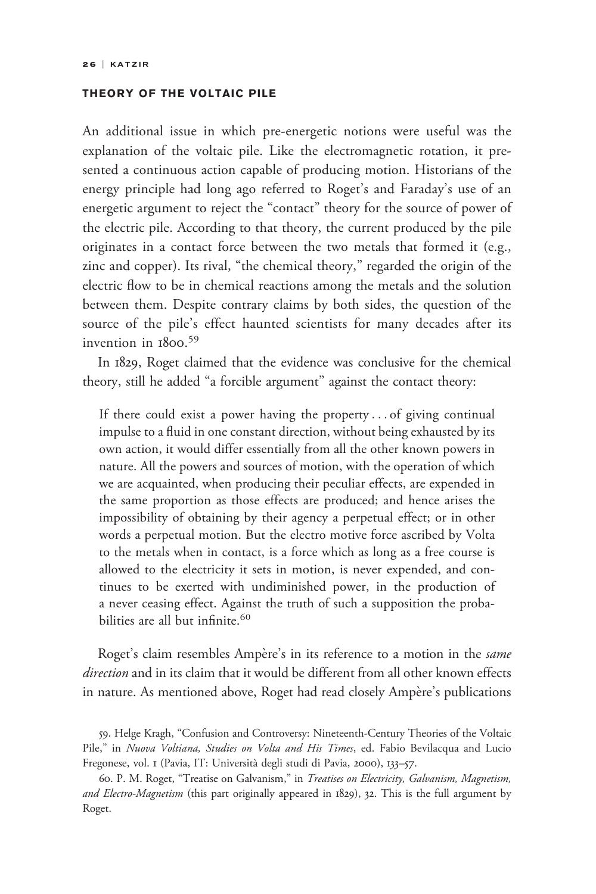## THEORY OF THE VOLTAIC PILE

An additional issue in which pre-energetic notions were useful was the explanation of the voltaic pile. Like the electromagnetic rotation, it presented a continuous action capable of producing motion. Historians of the energy principle had long ago referred to Roget's and Faraday's use of an energetic argument to reject the "contact" theory for the source of power of the electric pile. According to that theory, the current produced by the pile originates in a contact force between the two metals that formed it (e.g., zinc and copper). Its rival, "the chemical theory," regarded the origin of the electric flow to be in chemical reactions among the metals and the solution between them. Despite contrary claims by both sides, the question of the source of the pile's effect haunted scientists for many decades after its invention in 1800.[59]

In 1829, Roget claimed that the evidence was conclusive for the chemical theory, still he added "a forcible argument" against the contact theory:

> If there could exist a power having the property . . . of giving continual impulse to a fluid in one constant direction, without being exhausted by its own action, it would differ essentially from all the other known powers in nature. All the powers and sources of motion, with the operation of which we are acquainted, when producing their peculiar effects, are expended in the same proportion as those effects are produced; and hence arises the impossibility of obtaining by their agency a perpetual effect; or in other words a perpetual motion. But the electro motive force ascribed by Volta to the metals when in contact, is a force which as long as a free course is allowed to the electricity it sets in motion, is never expended, and continues to be exerted with undiminished power, in the production of a never ceasing effect. Against the truth of such a supposition the probabilities are all but infinite.[60]

Roget's claim resembles Ampère's in its reference to a motion in the *same direction* and in its claim that it would be different from all other known effects in nature. As mentioned above, Roget had read closely Ampère's publications

59. Helge Kragh, "Confusion and Controversy: Nineteenth-Century Theories of the Voltaic Pile," in *Nuova Voltiana, Studies on Volta and His Times*, ed. Fabio Bevilacqua and Lucio Fregonese, vol. 1 (Pavia, IT: Università degli studi di Pavia, 2000), 133–57.

60. P. M. Roget, "Treatise on Galvanism," in *Treatises on Electricity, Galvanism, Magnetism, and Electro-Magnetism* (this part originally appeared in 1829), 32. This is the full argument by Roget.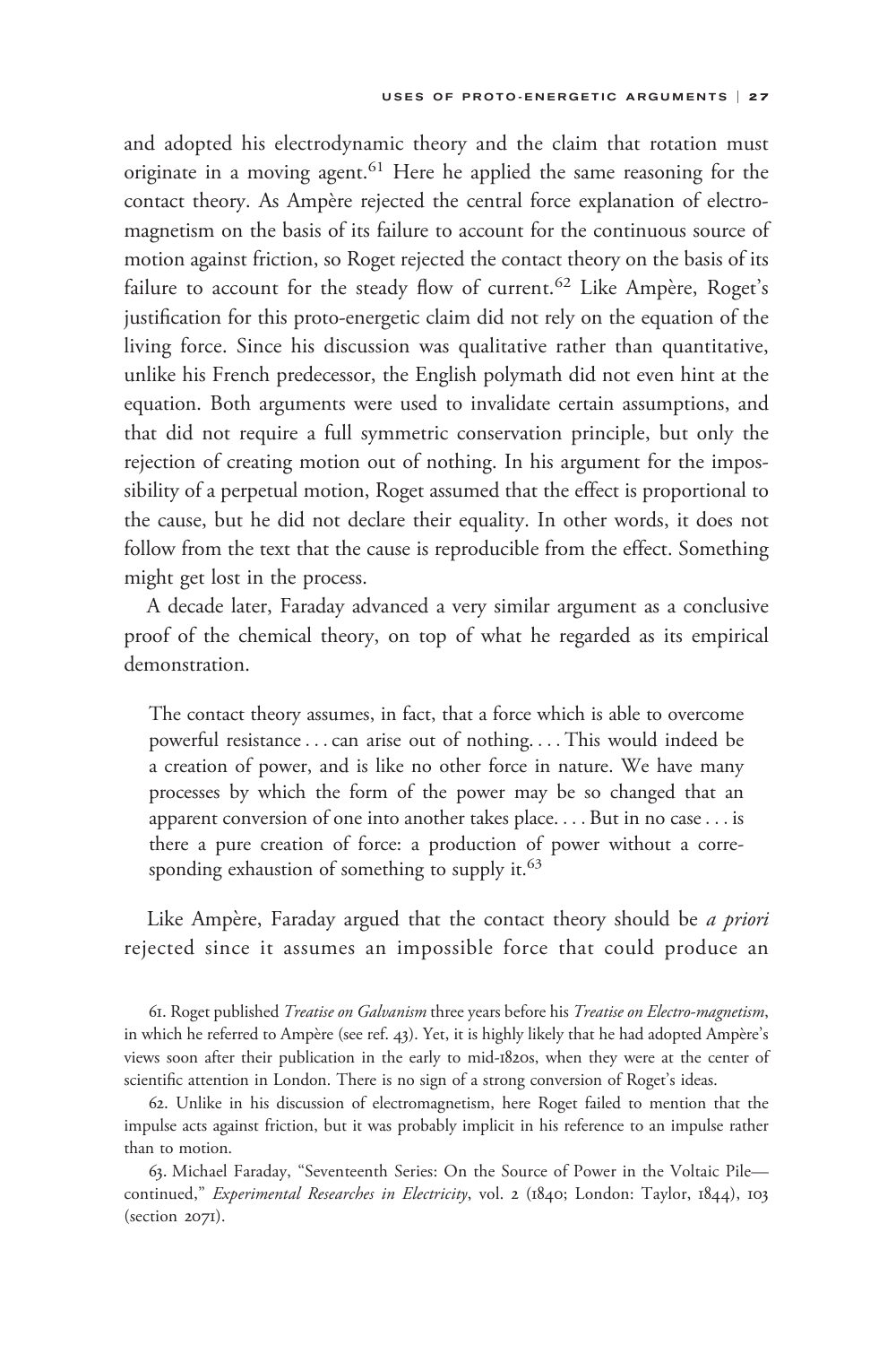and adopted his electrodynamic theory and the claim that rotation must originate in a moving agent.[61] Here he applied the same reasoning for the contact theory. As Ampère rejected the central force explanation of electromagnetism on the basis of its failure to account for the continuous source of motion against friction, so Roget rejected the contact theory on the basis of its failure to account for the steady flow of current.[62] Like Ampère, Roget's justification for this proto-energetic claim did not rely on the equation of the living force. Since his discussion was qualitative rather than quantitative, unlike his French predecessor, the English polymath did not even hint at the equation. Both arguments were used to invalidate certain assumptions, and that did not require a full symmetric conservation principle, but only the rejection of creating motion out of nothing. In his argument for the impossibility of a perpetual motion, Roget assumed that the effect is proportional to the cause, but he did not declare their equality. In other words, it does not follow from the text that the cause is reproducible from the effect. Something might get lost in the process.

A decade later, Faraday advanced a very similar argument as a conclusive proof of the chemical theory, on top of what he regarded as its empirical demonstration.

> The contact theory assumes, in fact, that a force which is able to overcome powerful resistance . . . can arise out of nothing. . . . This would indeed be a creation of power, and is like no other force in nature. We have many processes by which the form of the power may be so changed that an apparent conversion of one into another takes place. . . . But in no case . . . is there a pure creation of force: a production of power without a corresponding exhaustion of something to supply it.[63]

Like Ampère, Faraday argued that the contact theory should be *a priori* rejected since it assumes an impossible force that could produce an

61. Roget published *Treatise on Galvanism* three years before his *Treatise on Electro-magnetism*, in which he referred to Ampère (see ref. 43). Yet, it is highly likely that he had adopted Ampère's views soon after their publication in the early to mid-1820s, when they were at the center of scientific attention in London. There is no sign of a strong conversion of Roget's ideas.

62. Unlike in his discussion of electromagnetism, here Roget failed to mention that the impulse acts against friction, but it was probably implicit in his reference to an impulse rather than to motion.

63. Michael Faraday, "Seventeenth Series: On the Source of Power in the Voltaic Pile—continued," *Experimental Researches in Electricity*, vol. 2 (1840; London: Taylor, 1844), 103 (section 2071).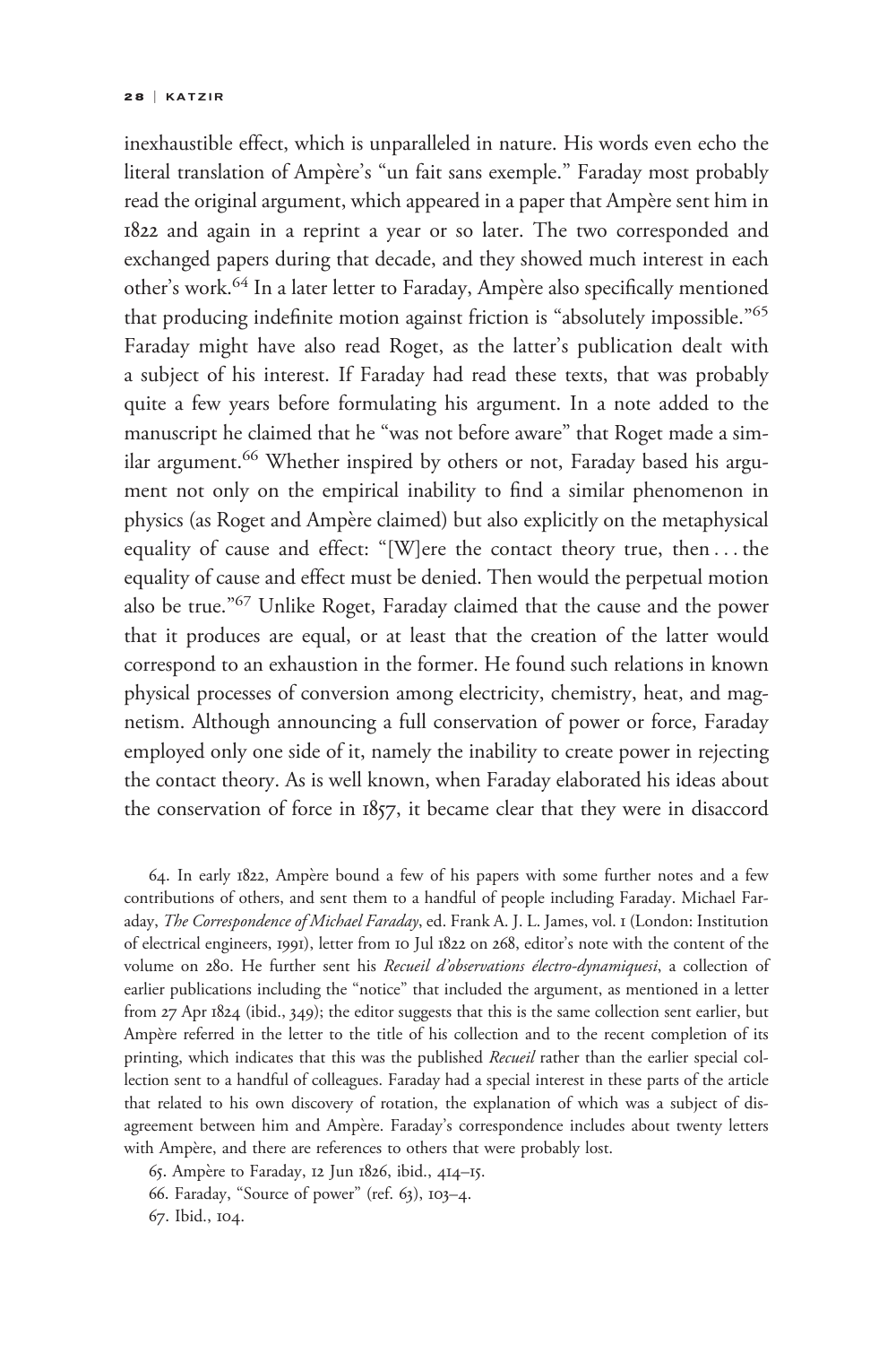inexhaustible effect, which is unparalleled in nature. His words even echo the literal translation of Ampère's "un fait sans exemple." Faraday most probably read the original argument, which appeared in a paper that Ampère sent him in 1822 and again in a reprint a year or so later. The two corresponded and exchanged papers during that decade, and they showed much interest in each other's work.[64] In a later letter to Faraday, Ampère also specifically mentioned that producing indefinite motion against friction is "absolutely impossible."[65] Faraday might have also read Roget, as the latter's publication dealt with a subject of his interest. If Faraday had read these texts, that was probably quite a few years before formulating his argument. In a note added to the manuscript he claimed that he "was not before aware" that Roget made a similar argument.[66] Whether inspired by others or not, Faraday based his argument not only on the empirical inability to find a similar phenomenon in physics (as Roget and Ampère claimed) but also explicitly on the metaphysical equality of cause and effect: "[W]ere the contact theory true, then . . . the equality of cause and effect must be denied. Then would the perpetual motion also be true."[67] Unlike Roget, Faraday claimed that the cause and the power that it produces are equal, or at least that the creation of the latter would correspond to an exhaustion in the former. He found such relations in known physical processes of conversion among electricity, chemistry, heat, and magnetism. Although announcing a full conservation of power or force, Faraday employed only one side of it, namely the inability to create power in rejecting the contact theory. As is well known, when Faraday elaborated his ideas about the conservation of force in 1857, it became clear that they were in disaccord

64. In early 1822, Ampère bound a few of his papers with some further notes and a few contributions of others, and sent them to a handful of people including Faraday. Michael Faraday, *The Correspondence of Michael Faraday*, ed. Frank A. J. L. James, vol. 1 (London: Institution of electrical engineers, 1991), letter from 10 Jul 1822 on 268, editor's note with the content of the volume on 280. He further sent his *Recueil d'observations électro-dynamiquesi*, a collection of earlier publications including the "notice" that included the argument, as mentioned in a letter from 27 Apr 1824 (ibid., 349); the editor suggests that this is the same collection sent earlier, but Ampère referred in the letter to the title of his collection and to the recent completion of its printing, which indicates that this was the published *Recueil* rather than the earlier special collection sent to a handful of colleagues. Faraday had a special interest in these parts of the article that related to his own discovery of rotation, the explanation of which was a subject of disagreement between him and Ampère. Faraday's correspondence includes about twenty letters with Ampère, and there are references to others that were probably lost.

65. Ampère to Faraday, 12 Jun 1826, ibid., 414–15.

66. Faraday, "Source of power" (ref. 63), 103–4.

67. Ibid., 104.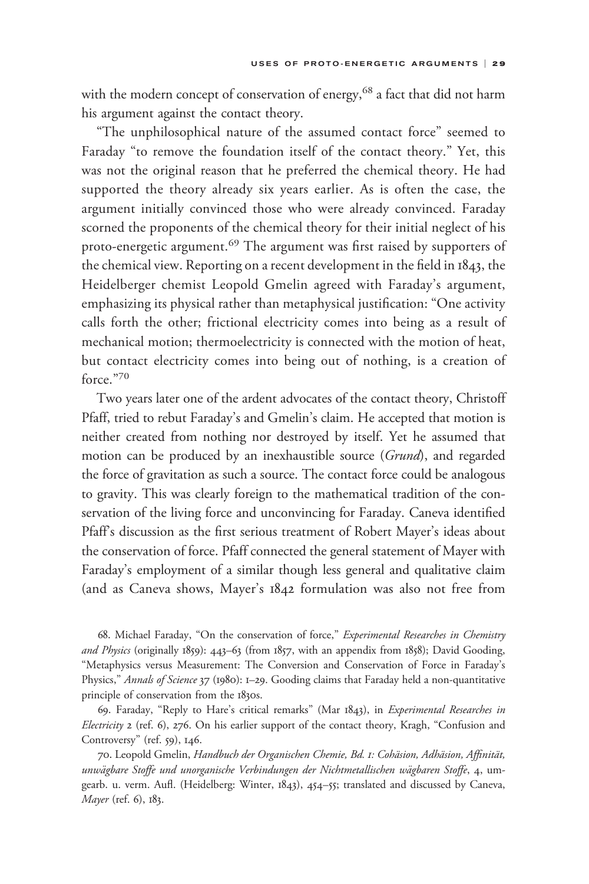with the modern concept of conservation of energy,[68] a fact that did not harm his argument against the contact theory.

"The unphilosophical nature of the assumed contact force" seemed to Faraday "to remove the foundation itself of the contact theory." Yet, this was not the original reason that he preferred the chemical theory. He had supported the theory already six years earlier. As is often the case, the argument initially convinced those who were already convinced. Faraday scorned the proponents of the chemical theory for their initial neglect of his proto-energetic argument.[69] The argument was first raised by supporters of the chemical view. Reporting on a recent development in the field in 1843, the Heidelberger chemist Leopold Gmelin agreed with Faraday's argument, emphasizing its physical rather than metaphysical justification: "One activity calls forth the other; frictional electricity comes into being as a result of mechanical motion; thermoelectricity is connected with the motion of heat, but contact electricity comes into being out of nothing, is a creation of force."[70]

Two years later one of the ardent advocates of the contact theory, Christoff Pfaff, tried to rebut Faraday's and Gmelin's claim. He accepted that motion is neither created from nothing nor destroyed by itself. Yet he assumed that motion can be produced by an inexhaustible source (*Grund*), and regarded the force of gravitation as such a source. The contact force could be analogous to gravity. This was clearly foreign to the mathematical tradition of the conservation of the living force and unconvincing for Faraday. Caneva identified Pfaff's discussion as the first serious treatment of Robert Mayer's ideas about the conservation of force. Pfaff connected the general statement of Mayer with Faraday's employment of a similar though less general and qualitative claim (and as Caneva shows, Mayer's 1842 formulation was also not free from

68. Michael Faraday, "On the conservation of force," *Experimental Researches in Chemistry and Physics* (originally 1859): 443–63 (from 1857, with an appendix from 1858); David Gooding, "Metaphysics versus Measurement: The Conversion and Conservation of Force in Faraday's Physics," *Annals of Science* 37 (1980): 1–29. Gooding claims that Faraday held a non-quantitative principle of conservation from the 1830s.

69. Faraday, "Reply to Hare's critical remarks" (Mar 1843), in *Experimental Researches in Electricity* 2 (ref. 6), 276. On his earlier support of the contact theory, Kragh, "Confusion and Controversy" (ref. 59), 146.

70. Leopold Gmelin, *Handbuch der Organischen Chemie, Bd. 1: Cohäsion, Adhäsion, Affinität, unwägbare Stoffe und unorganische Verbindungen der Nichtmetallischen wägbaren Stoffe*, 4, umgearb. u. verm. Aufl. (Heidelberg: Winter, 1843), 454–55; translated and discussed by Caneva, *Mayer* (ref. 6), 183.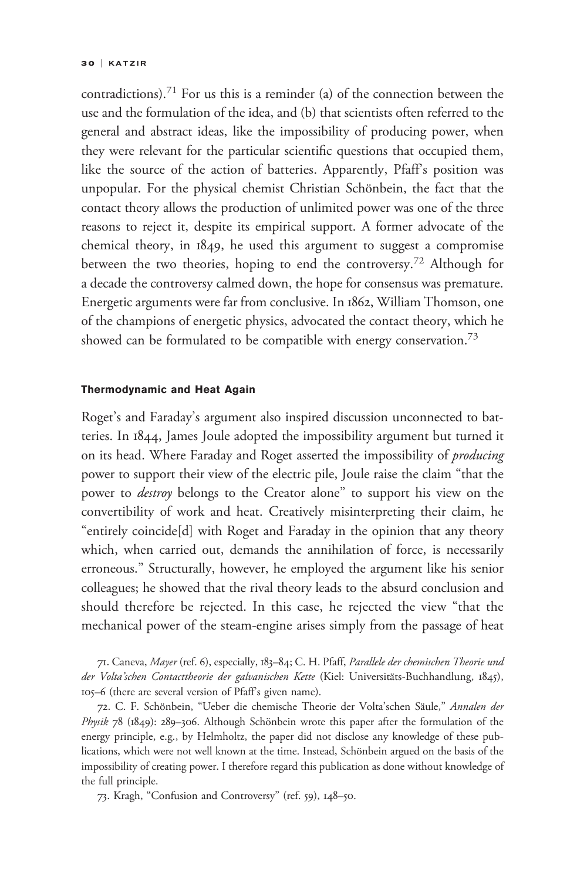contradictions).[71] For us this is a reminder (a) of the connection between the use and the formulation of the idea, and (b) that scientists often referred to the general and abstract ideas, like the impossibility of producing power, when they were relevant for the particular scientific questions that occupied them, like the source of the action of batteries. Apparently, Pfaff's position was unpopular. For the physical chemist Christian Schönbein, the fact that the contact theory allows the production of unlimited power was one of the three reasons to reject it, despite its empirical support. A former advocate of the chemical theory, in 1849, he used this argument to suggest a compromise between the two theories, hoping to end the controversy.[72] Although for a decade the controversy calmed down, the hope for consensus was premature. Energetic arguments were far from conclusive. In 1862, William Thomson, one of the champions of energetic physics, advocated the contact theory, which he showed can be formulated to be compatible with energy conservation.[73]

#### Thermodynamic and Heat Again

Roget's and Faraday's argument also inspired discussion unconnected to batteries. In 1844, James Joule adopted the impossibility argument but turned it on its head. Where Faraday and Roget asserted the impossibility of *producing* power to support their view of the electric pile, Joule raise the claim "that the power to *destroy* belongs to the Creator alone" to support his view on the convertibility of work and heat. Creatively misinterpreting their claim, he "entirely coincide[d] with Roget and Faraday in the opinion that any theory which, when carried out, demands the annihilation of force, is necessarily erroneous." Structurally, however, he employed the argument like his senior colleagues; he showed that the rival theory leads to the absurd conclusion and should therefore be rejected. In this case, he rejected the view "that the mechanical power of the steam-engine arises simply from the passage of heat

71. Caneva, *Mayer* (ref. 6), especially, 183–84; C. H. Pfaff, *Parallele der chemischen Theorie und der Volta'schen Contacttheorie der galvanischen Kette* (Kiel: Universitäts-Buchhandlung, 1845), 105–6 (there are several version of Pfaff's given name).

72. C. F. Schönbein, "Ueber die chemische Theorie der Volta'schen Säule," *Annalen der Physik* 78 (1849): 289–306. Although Schönbein wrote this paper after the formulation of the energy principle, e.g., by Helmholtz, the paper did not disclose any knowledge of these publications, which were not well known at the time. Instead, Schönbein argued on the basis of the impossibility of creating power. I therefore regard this publication as done without knowledge of the full principle.

73. Kragh, "Confusion and Controversy" (ref. 59), 148–50.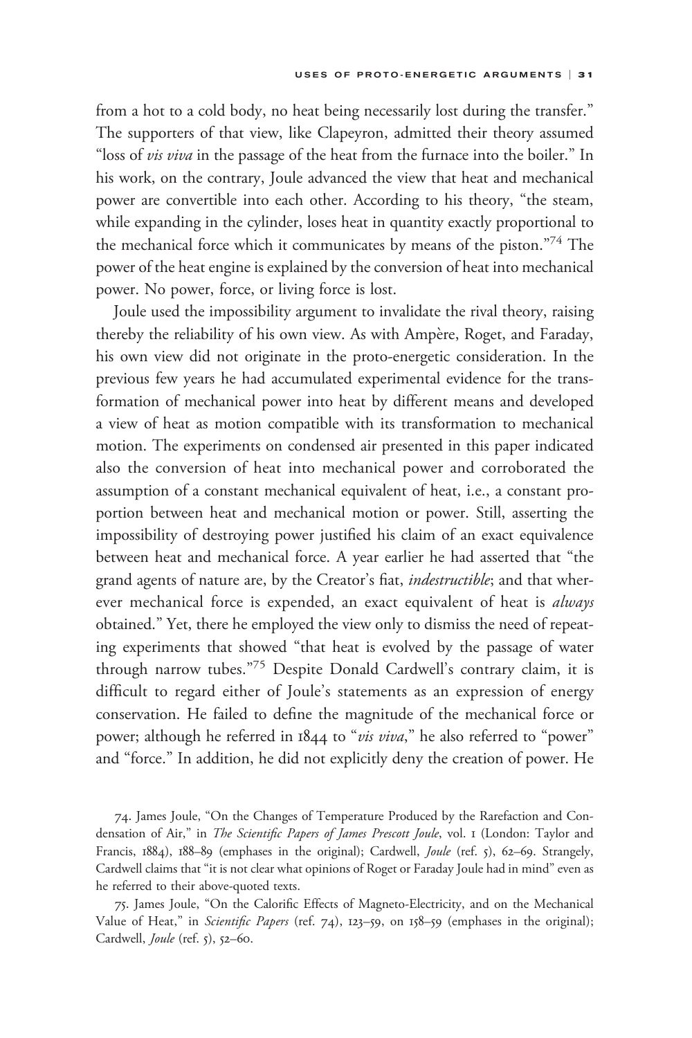from a hot to a cold body, no heat being necessarily lost during the transfer." The supporters of that view, like Clapeyron, admitted their theory assumed "loss of *vis viva* in the passage of the heat from the furnace into the boiler." In his work, on the contrary, Joule advanced the view that heat and mechanical power are convertible into each other. According to his theory, "the steam, while expanding in the cylinder, loses heat in quantity exactly proportional to the mechanical force which it communicates by means of the piston."[74] The power of the heat engine is explained by the conversion of heat into mechanical power. No power, force, or living force is lost.

Joule used the impossibility argument to invalidate the rival theory, raising thereby the reliability of his own view. As with Ampère, Roget, and Faraday, his own view did not originate in the proto-energetic consideration. In the previous few years he had accumulated experimental evidence for the transformation of mechanical power into heat by different means and developed a view of heat as motion compatible with its transformation to mechanical motion. The experiments on condensed air presented in this paper indicated also the conversion of heat into mechanical power and corroborated the assumption of a constant mechanical equivalent of heat, i.e., a constant proportion between heat and mechanical motion or power. Still, asserting the impossibility of destroying power justified his claim of an exact equivalence between heat and mechanical force. A year earlier he had asserted that "the grand agents of nature are, by the Creator's fiat, *indestructible*; and that wherever mechanical force is expended, an exact equivalent of heat is *always* obtained." Yet, there he employed the view only to dismiss the need of repeating experiments that showed "that heat is evolved by the passage of water through narrow tubes."[75] Despite Donald Cardwell's contrary claim, it is difficult to regard either of Joule's statements as an expression of energy conservation. He failed to define the magnitude of the mechanical force or power; although he referred in 1844 to "*vis viva*," he also referred to "power" and "force." In addition, he did not explicitly deny the creation of power. He

74. James Joule, "On the Changes of Temperature Produced by the Rarefaction and Condensation of Air," in *The Scientific Papers of James Prescott Joule*, vol. 1 (London: Taylor and Francis, 1884), 188–89 (emphases in the original); Cardwell, *Joule* (ref. 5), 62–69. Strangely, Cardwell claims that "it is not clear what opinions of Roget or Faraday Joule had in mind" even as he referred to their above-quoted texts.

75. James Joule, "On the Calorific Effects of Magneto-Electricity, and on the Mechanical Value of Heat," in *Scientific Papers* (ref. 74), 123–59, on 158–59 (emphases in the original); Cardwell, *Joule* (ref. 5), 52–60.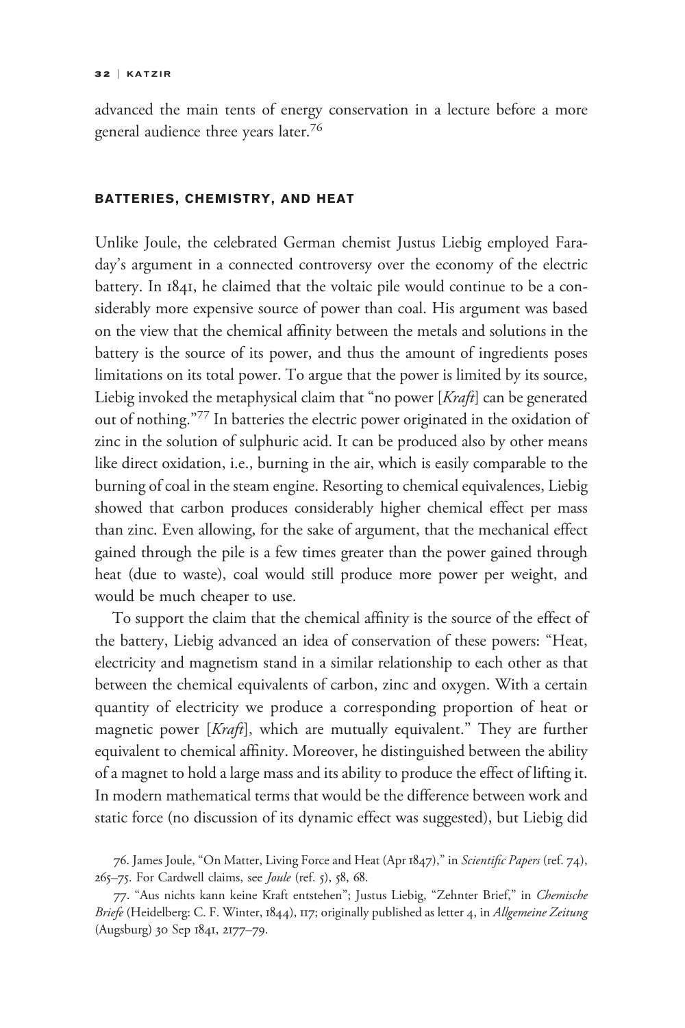advanced the main tents of energy conservation in a lecture before a more general audience three years later.[76]

## BATTERIES, CHEMISTRY, AND HEAT

Unlike Joule, the celebrated German chemist Justus Liebig employed Faraday's argument in a connected controversy over the economy of the electric battery. In 1841, he claimed that the voltaic pile would continue to be a considerably more expensive source of power than coal. His argument was based on the view that the chemical affinity between the metals and solutions in the battery is the source of its power, and thus the amount of ingredients poses limitations on its total power. To argue that the power is limited by its source, Liebig invoked the metaphysical claim that "no power [*Kraft*] can be generated out of nothing."[77] In batteries the electric power originated in the oxidation of zinc in the solution of sulphuric acid. It can be produced also by other means like direct oxidation, i.e., burning in the air, which is easily comparable to the burning of coal in the steam engine. Resorting to chemical equivalences, Liebig showed that carbon produces considerably higher chemical effect per mass than zinc. Even allowing, for the sake of argument, that the mechanical effect gained through the pile is a few times greater than the power gained through heat (due to waste), coal would still produce more power per weight, and would be much cheaper to use.

To support the claim that the chemical affinity is the source of the effect of the battery, Liebig advanced an idea of conservation of these powers: "Heat, electricity and magnetism stand in a similar relationship to each other as that between the chemical equivalents of carbon, zinc and oxygen. With a certain quantity of electricity we produce a corresponding proportion of heat or magnetic power [*Kraft*], which are mutually equivalent." They are further equivalent to chemical affinity. Moreover, he distinguished between the ability of a magnet to hold a large mass and its ability to produce the effect of lifting it. In modern mathematical terms that would be the difference between work and static force (no discussion of its dynamic effect was suggested), but Liebig did

76. James Joule, "On Matter, Living Force and Heat (Apr 1847)," in *Scientific Papers* (ref. 74), 265–75. For Cardwell claims, see *Joule* (ref. 5), 58, 68.

77. "Aus nichts kann keine Kraft entstehen"; Justus Liebig, "Zehnter Brief," in *Chemische Briefe* (Heidelberg: C. F. Winter, 1844), 117; originally published as letter 4, in *Allgemeine Zeitung* (Augsburg) 30 Sep 1841, 2177–79.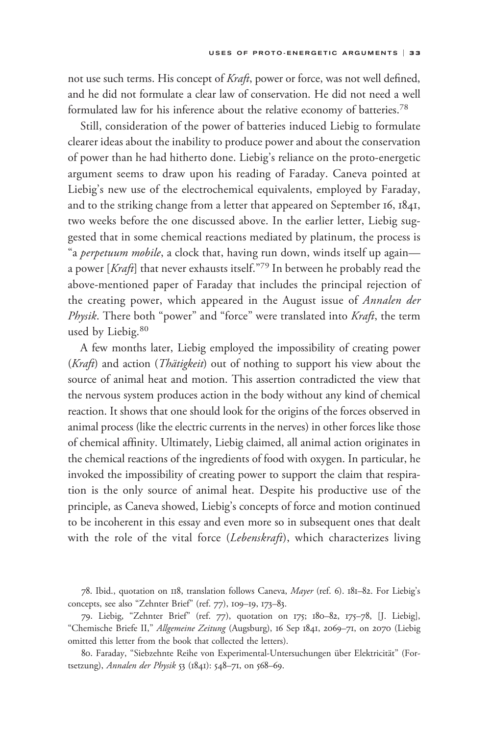not use such terms. His concept of *Kraft*, power or force, was not well defined, and he did not formulate a clear law of conservation. He did not need a well formulated law for his inference about the relative economy of batteries.[78]

Still, consideration of the power of batteries induced Liebig to formulate clearer ideas about the inability to produce power and about the conservation of power than he had hitherto done. Liebig's reliance on the proto-energetic argument seems to draw upon his reading of Faraday. Caneva pointed at Liebig's new use of the electrochemical equivalents, employed by Faraday, and to the striking change from a letter that appeared on September 16, 1841, two weeks before the one discussed above. In the earlier letter, Liebig suggested that in some chemical reactions mediated by platinum, the process is "a *perpetuum mobile*, a clock that, having run down, winds itself up again—a power [*Kraft*] that never exhausts itself."[79] In between he probably read the above-mentioned paper of Faraday that includes the principal rejection of the creating power, which appeared in the August issue of *Annalen der Physik*. There both "power" and "force" were translated into *Kraft*, the term used by Liebig.[80]

A few months later, Liebig employed the impossibility of creating power (*Kraft*) and action (*Thätigkeit*) out of nothing to support his view about the source of animal heat and motion. This assertion contradicted the view that the nervous system produces action in the body without any kind of chemical reaction. It shows that one should look for the origins of the forces observed in animal process (like the electric currents in the nerves) in other forces like those of chemical affinity. Ultimately, Liebig claimed, all animal action originates in the chemical reactions of the ingredients of food with oxygen. In particular, he invoked the impossibility of creating power to support the claim that respiration is the only source of animal heat. Despite his productive use of the principle, as Caneva showed, Liebig's concepts of force and motion continued to be incoherent in this essay and even more so in subsequent ones that dealt with the role of the vital force (*Lebenskraft*), which characterizes living

78. Ibid., quotation on 118, translation follows Caneva, *Mayer* (ref. 6). 181–82. For Liebig's concepts, see also "Zehnter Brief" (ref. 77), 109–19, 173–83.

79. Liebig, "Zehnter Brief" (ref. 77), quotation on 175; 180–82, 175–78, [J. Liebig], "Chemische Briefe II," *Allgemeine Zeitung* (Augsburg), 16 Sep 1841, 2069–71, on 2070 (Liebig omitted this letter from the book that collected the letters).

80. Faraday, "Siebzehnte Reihe von Experimental-Untersuchungen über Elektricität" (Fortsetzung), *Annalen der Physik* 53 (1841): 548–71, on 568–69.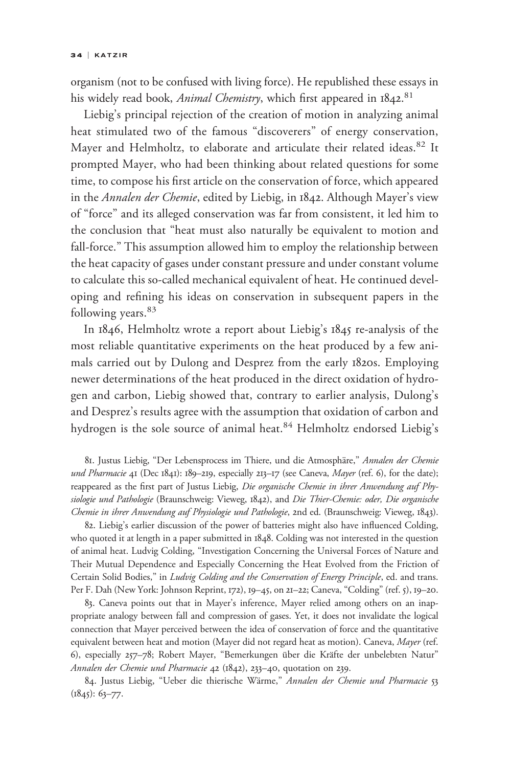organism (not to be confused with living force). He republished these essays in his widely read book, *Animal Chemistry*, which first appeared in 1842.[81]

Liebig's principal rejection of the creation of motion in analyzing animal heat stimulated two of the famous "discoverers" of energy conservation, Mayer and Helmholtz, to elaborate and articulate their related ideas.[82] It prompted Mayer, who had been thinking about related questions for some time, to compose his first article on the conservation of force, which appeared in the *Annalen der Chemie*, edited by Liebig, in 1842. Although Mayer's view of "force" and its alleged conservation was far from consistent, it led him to the conclusion that "heat must also naturally be equivalent to motion and fall-force." This assumption allowed him to employ the relationship between the heat capacity of gases under constant pressure and under constant volume to calculate this so-called mechanical equivalent of heat. He continued developing and refining his ideas on conservation in subsequent papers in the following years.[83]

In 1846, Helmholtz wrote a report about Liebig's 1845 re-analysis of the most reliable quantitative experiments on the heat produced by a few animals carried out by Dulong and Desprez from the early 1820s. Employing newer determinations of the heat produced in the direct oxidation of hydrogen and carbon, Liebig showed that, contrary to earlier analysis, Dulong's and Desprez's results agree with the assumption that oxidation of carbon and hydrogen is the sole source of animal heat.[84] Helmholtz endorsed Liebig's

81. Justus Liebig, "Der Lebensprocess im Thiere, und die Atmosphäre," *Annalen der Chemie und Pharmacie* 41 (Dec 1841): 189–219, especially 213–17 (see Caneva, *Mayer* (ref. 6), for the date); reappeared as the first part of Justus Liebig, *Die organische Chemie in ihrer Anwendung auf Physiologie und Pathologie* (Braunschweig: Vieweg, 1842), and *Die Thier-Chemie: oder, Die organische Chemie in ihrer Anwendung auf Physiologie und Pathologie*, 2nd ed. (Braunschweig: Vieweg, 1843).

82. Liebig's earlier discussion of the power of batteries might also have influenced Colding, who quoted it at length in a paper submitted in 1848. Colding was not interested in the question of animal heat. Ludvig Colding, "Investigation Concerning the Universal Forces of Nature and Their Mutual Dependence and Especially Concerning the Heat Evolved from the Friction of Certain Solid Bodies," in *Ludvig Colding and the Conservation of Energy Principle*, ed. and trans. Per F. Dah (New York: Johnson Reprint, 172), 19–45, on 21–22; Caneva, "Colding" (ref. 5), 19–20.

83. Caneva points out that in Mayer's inference, Mayer relied among others on an inappropriate analogy between fall and compression of gases. Yet, it does not invalidate the logical connection that Mayer perceived between the idea of conservation of force and the quantitative equivalent between heat and motion (Mayer did not regard heat as motion). Caneva, *Mayer* (ref. 6), especially 257–78; Robert Mayer, "Bemerkungen über die Kräfte der unbelebten Natur" *Annalen der Chemie und Pharmacie* 42 (1842), 233–40, quotation on 239.

84. Justus Liebig, "Ueber die thierische Wärme," *Annalen der Chemie und Pharmacie* 53 (1845): 63–77.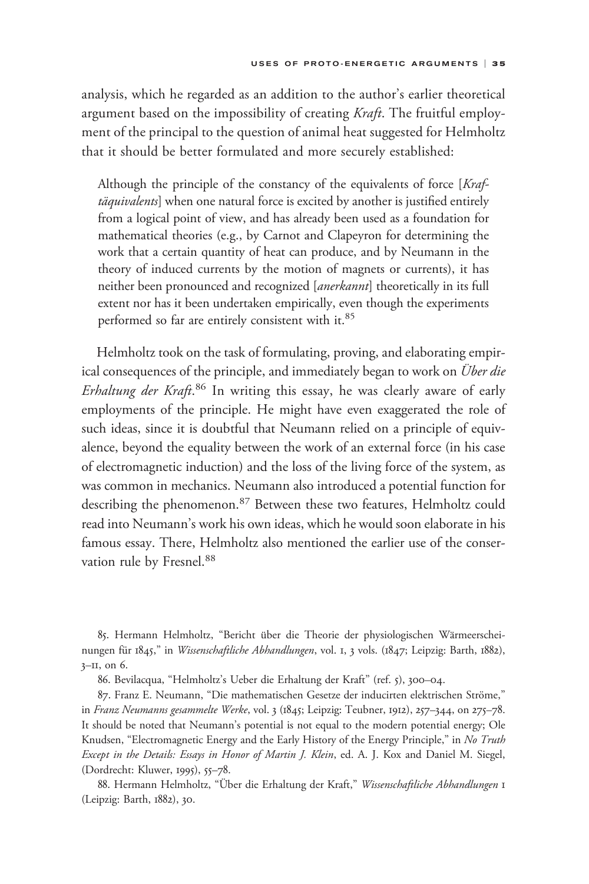analysis, which he regarded as an addition to the author's earlier theoretical argument based on the impossibility of creating *Kraft*. The fruitful employment of the principal to the question of animal heat suggested for Helmholtz that it should be better formulated and more securely established:

> Although the principle of the constancy of the equivalents of force [*Kraftäquivalents*] when one natural force is excited by another is justified entirely from a logical point of view, and has already been used as a foundation for mathematical theories (e.g., by Carnot and Clapeyron for determining the work that a certain quantity of heat can produce, and by Neumann in the theory of induced currents by the motion of magnets or currents), it has neither been pronounced and recognized [*anerkannt*] theoretically in its full extent nor has it been undertaken empirically, even though the experiments performed so far are entirely consistent with it.[85]

Helmholtz took on the task of formulating, proving, and elaborating empirical consequences of the principle, and immediately began to work on *Über die Erhaltung der Kraft*.[86] In writing this essay, he was clearly aware of early employments of the principle. He might have even exaggerated the role of such ideas, since it is doubtful that Neumann relied on a principle of equivalence, beyond the equality between the work of an external force (in his case of electromagnetic induction) and the loss of the living force of the system, as was common in mechanics. Neumann also introduced a potential function for describing the phenomenon.[87] Between these two features, Helmholtz could read into Neumann's work his own ideas, which he would soon elaborate in his famous essay. There, Helmholtz also mentioned the earlier use of the conservation rule by Fresnel.[88]

85. Hermann Helmholtz, "Bericht über die Theorie der physiologischen Wärmeerscheinungen für 1845," in *Wissenschaftliche Abhandlungen*, vol. 1, 3 vols. (1847; Leipzig: Barth, 1882), 3–11, on 6.

86. Bevilacqua, "Helmholtz's Ueber die Erhaltung der Kraft" (ref. 5), 300–04.

87. Franz E. Neumann, "Die mathematischen Gesetze der inducirten elektrischen Ströme," in *Franz Neumanns gesammelte Werke*, vol. 3 (1845; Leipzig: Teubner, 1912), 257–344, on 275–78. It should be noted that Neumann's potential is not equal to the modern potential energy; Ole Knudsen, "Electromagnetic Energy and the Early History of the Energy Principle," in *No Truth Except in the Details: Essays in Honor of Martin J. Klein*, ed. A. J. Kox and Daniel M. Siegel, (Dordrecht: Kluwer, 1995), 55–78.

88. Hermann Helmholtz, "Über die Erhaltung der Kraft," *Wissenschaftliche Abhandlungen* 1 (Leipzig: Barth, 1882), 30.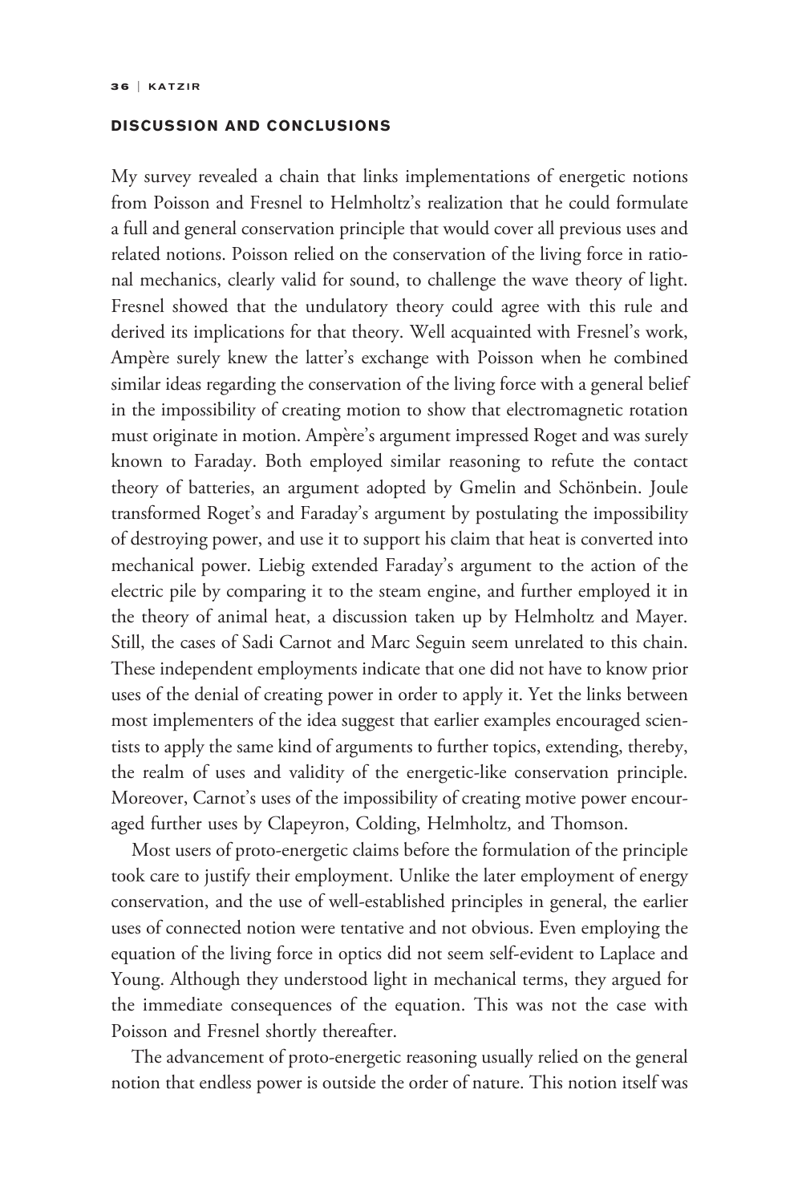## DISCUSSION AND CONCLUSIONS

My survey revealed a chain that links implementations of energetic notions from Poisson and Fresnel to Helmholtz's realization that he could formulate a full and general conservation principle that would cover all previous uses and related notions. Poisson relied on the conservation of the living force in rational mechanics, clearly valid for sound, to challenge the wave theory of light. Fresnel showed that the undulatory theory could agree with this rule and derived its implications for that theory. Well acquainted with Fresnel's work, Ampère surely knew the latter's exchange with Poisson when he combined similar ideas regarding the conservation of the living force with a general belief in the impossibility of creating motion to show that electromagnetic rotation must originate in motion. Ampère's argument impressed Roget and was surely known to Faraday. Both employed similar reasoning to refute the contact theory of batteries, an argument adopted by Gmelin and Schönbein. Joule transformed Roget's and Faraday's argument by postulating the impossibility of destroying power, and use it to support his claim that heat is converted into mechanical power. Liebig extended Faraday's argument to the action of the electric pile by comparing it to the steam engine, and further employed it in the theory of animal heat, a discussion taken up by Helmholtz and Mayer. Still, the cases of Sadi Carnot and Marc Seguin seem unrelated to this chain. These independent employments indicate that one did not have to know prior uses of the denial of creating power in order to apply it. Yet the links between most implementers of the idea suggest that earlier examples encouraged scientists to apply the same kind of arguments to further topics, extending, thereby, the realm of uses and validity of the energetic-like conservation principle. Moreover, Carnot's uses of the impossibility of creating motive power encouraged further uses by Clapeyron, Colding, Helmholtz, and Thomson.

Most users of proto-energetic claims before the formulation of the principle took care to justify their employment. Unlike the later employment of energy conservation, and the use of well-established principles in general, the earlier uses of connected notion were tentative and not obvious. Even employing the equation of the living force in optics did not seem self-evident to Laplace and Young. Although they understood light in mechanical terms, they argued for the immediate consequences of the equation. This was not the case with Poisson and Fresnel shortly thereafter.

The advancement of proto-energetic reasoning usually relied on the general notion that endless power is outside the order of nature. This notion itself was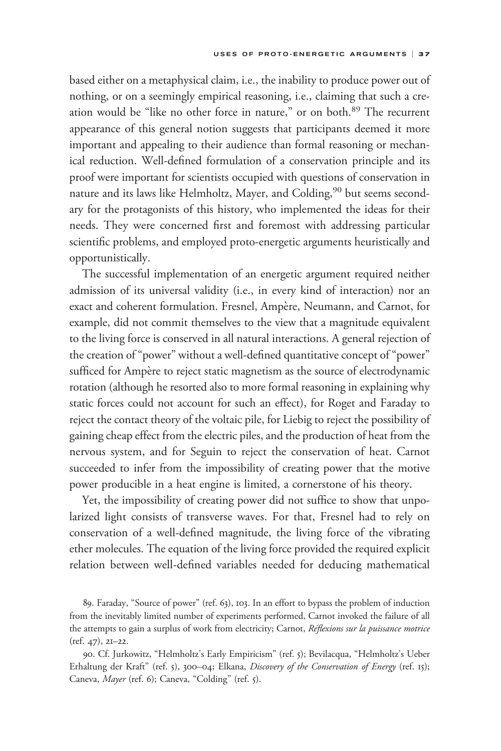based either on a metaphysical claim, i.e., the inability to produce power out of nothing, or on a seemingly empirical reasoning, i.e., claiming that such a creation would be "like no other force in nature," or on both.[89] The recurrent appearance of this general notion suggests that participants deemed it more important and appealing to their audience than formal reasoning or mechanical reduction. Well-defined formulation of a conservation principle and its proof were important for scientists occupied with questions of conservation in nature and its laws like Helmholtz, Mayer, and Colding,[90] but seems secondary for the protagonists of this history, who implemented the ideas for their needs. They were concerned first and foremost with addressing particular scientific problems, and employed proto-energetic arguments heuristically and opportunistically.

The successful implementation of an energetic argument required neither admission of its universal validity (i.e., in every kind of interaction) nor an exact and coherent formulation. Fresnel, Ampère, Neumann, and Carnot, for example, did not commit themselves to the view that a magnitude equivalent to the living force is conserved in all natural interactions. A general rejection of the creation of "power" without a well-defined quantitative concept of "power" sufficed for Ampère to reject static magnetism as the source of electrodynamic rotation (although he resorted also to more formal reasoning in explaining why static forces could not account for such an effect), for Roget and Faraday to reject the contact theory of the voltaic pile, for Liebig to reject the possibility of gaining cheap effect from the electric piles, and the production of heat from the nervous system, and for Seguin to reject the conservation of heat. Carnot succeeded to infer from the impossibility of creating power that the motive power producible in a heat engine is limited, a cornerstone of his theory.

Yet, the impossibility of creating power did not suffice to show that unpolarized light consists of transverse waves. For that, Fresnel had to rely on conservation of a well-defined magnitude, the living force of the vibrating ether molecules. The equation of the living force provided the required explicit relation between well-defined variables needed for deducing mathematical

89. Faraday, "Source of power" (ref. 63), 103. In an effort to bypass the problem of induction from the inevitably limited number of experiments performed, Carnot invoked the failure of all the attempts to gain a surplus of work from electricity; Carnot, *Réflexions sur la puissance motrice* (ref. 47), 21–22.

90. Cf. Jurkowitz, "Helmholtz's Early Empiricism" (ref. 5); Bevilacqua, "Helmholtz's Ueber Erhaltung der Kraft" (ref. 5), 300–04; Elkana, *Discovery of the Conservation of Energy* (ref. 15); Caneva, *Mayer* (ref. 6); Caneva, "Colding" (ref. 5).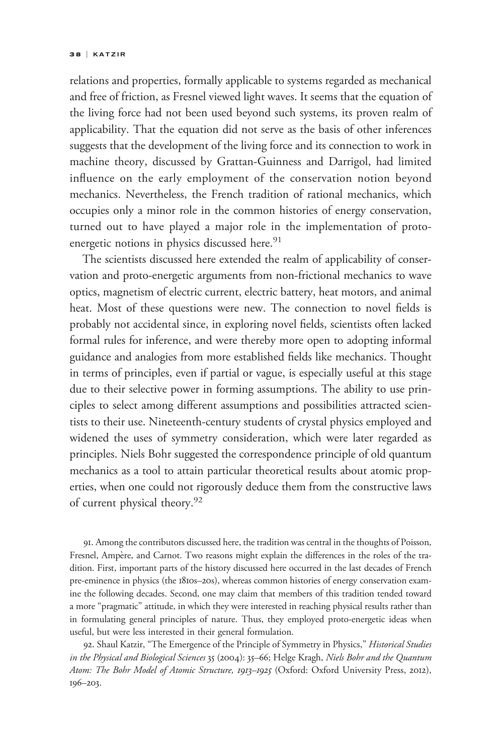relations and properties, formally applicable to systems regarded as mechanical and free of friction, as Fresnel viewed light waves. It seems that the equation of the living force had not been used beyond such systems, its proven realm of applicability. That the equation did not serve as the basis of other inferences suggests that the development of the living force and its connection to work in machine theory, discussed by Grattan-Guinness and Darrigol, had limited influence on the early employment of the conservation notion beyond mechanics. Nevertheless, the French tradition of rational mechanics, which occupies only a minor role in the common histories of energy conservation, turned out to have played a major role in the implementation of proto-energetic notions in physics discussed here.[91]

The scientists discussed here extended the realm of applicability of conservation and proto-energetic arguments from non-frictional mechanics to wave optics, magnetism of electric current, electric battery, heat motors, and animal heat. Most of these questions were new. The connection to novel fields is probably not accidental since, in exploring novel fields, scientists often lacked formal rules for inference, and were thereby more open to adopting informal guidance and analogies from more established fields like mechanics. Thought in terms of principles, even if partial or vague, is especially useful at this stage due to their selective power in forming assumptions. The ability to use principles to select among different assumptions and possibilities attracted scientists to their use. Nineteenth-century students of crystal physics employed and widened the uses of symmetry consideration, which were later regarded as principles. Niels Bohr suggested the correspondence principle of old quantum mechanics as a tool to attain particular theoretical results about atomic properties, when one could not rigorously deduce them from the constructive laws of current physical theory.[92]

91. Among the contributors discussed here, the tradition was central in the thoughts of Poisson, Fresnel, Ampère, and Carnot. Two reasons might explain the differences in the roles of the tradition. First, important parts of the history discussed here occurred in the last decades of French pre-eminence in physics (the 1810s–20s), whereas common histories of energy conservation examine the following decades. Second, one may claim that members of this tradition tended toward a more "pragmatic" attitude, in which they were interested in reaching physical results rather than in formulating general principles of nature. Thus, they employed proto-energetic ideas when useful, but were less interested in their general formulation.

92. Shaul Katzir, "The Emergence of the Principle of Symmetry in Physics," *Historical Studies in the Physical and Biological Sciences* 35 (2004): 35–66; Helge Kragh, *Niels Bohr and the Quantum Atom: The Bohr Model of Atomic Structure, 1913–1925* (Oxford: Oxford University Press, 2012), 196–203.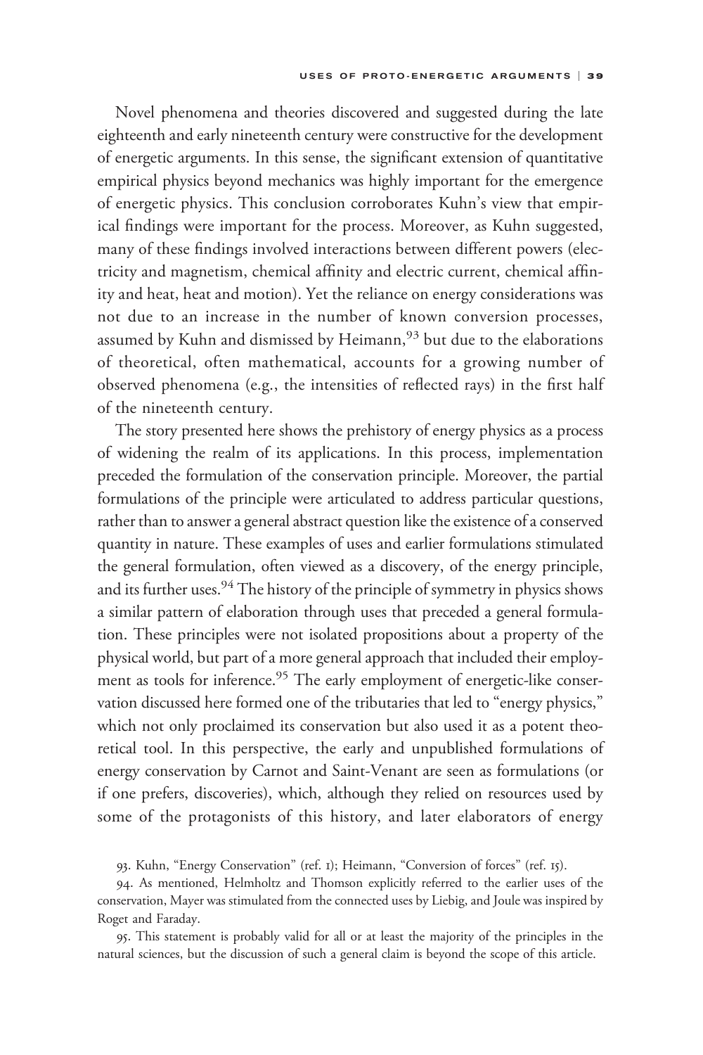Novel phenomena and theories discovered and suggested during the late eighteenth and early nineteenth century were constructive for the development of energetic arguments. In this sense, the significant extension of quantitative empirical physics beyond mechanics was highly important for the emergence of energetic physics. This conclusion corroborates Kuhn's view that empirical findings were important for the process. Moreover, as Kuhn suggested, many of these findings involved interactions between different powers (electricity and magnetism, chemical affinity and electric current, chemical affinity and heat, heat and motion). Yet the reliance on energy considerations was not due to an increase in the number of known conversion processes, assumed by Kuhn and dismissed by Heimann,[93] but due to the elaborations of theoretical, often mathematical, accounts for a growing number of observed phenomena (e.g., the intensities of reflected rays) in the first half of the nineteenth century.

The story presented here shows the prehistory of energy physics as a process of widening the realm of its applications. In this process, implementation preceded the formulation of the conservation principle. Moreover, the partial formulations of the principle were articulated to address particular questions, rather than to answer a general abstract question like the existence of a conserved quantity in nature. These examples of uses and earlier formulations stimulated the general formulation, often viewed as a discovery, of the energy principle, and its further uses.[94] The history of the principle of symmetry in physics shows a similar pattern of elaboration through uses that preceded a general formulation. These principles were not isolated propositions about a property of the physical world, but part of a more general approach that included their employment as tools for inference.[95] The early employment of energetic-like conservation discussed here formed one of the tributaries that led to "energy physics," which not only proclaimed its conservation but also used it as a potent theoretical tool. In this perspective, the early and unpublished formulations of energy conservation by Carnot and Saint-Venant are seen as formulations (or if one prefers, discoveries), which, although they relied on resources used by some of the protagonists of this history, and later elaborators of energy

93. Kuhn, "Energy Conservation" (ref. 1); Heimann, "Conversion of forces" (ref. 15).

94. As mentioned, Helmholtz and Thomson explicitly referred to the earlier uses of the conservation, Mayer was stimulated from the connected uses by Liebig, and Joule was inspired by Roget and Faraday.

95. This statement is probably valid for all or at least the majority of the principles in the natural sciences, but the discussion of such a general claim is beyond the scope of this article.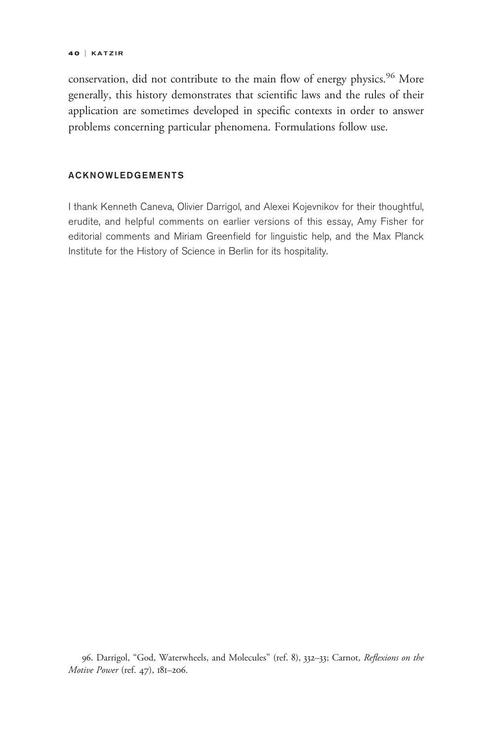conservation, did not contribute to the main flow of energy physics.[96] More generally, this history demonstrates that scientific laws and the rules of their application are sometimes developed in specific contexts in order to answer problems concerning particular phenomena. Formulations follow use.

## ACKNOWLEDGEMENTS

I thank Kenneth Caneva, Olivier Darrigol, and Alexei Kojevnikov for their thoughtful, erudite, and helpful comments on earlier versions of this essay, Amy Fisher for editorial comments and Miriam Greenfield for linguistic help, and the Max Planck Institute for the History of Science in Berlin for its hospitality.

96. Darrigol, "God, Waterwheels, and Molecules" (ref. 8), 332–33; Carnot, *Reflexions on the Motive Power* (ref. 47), 181–206.